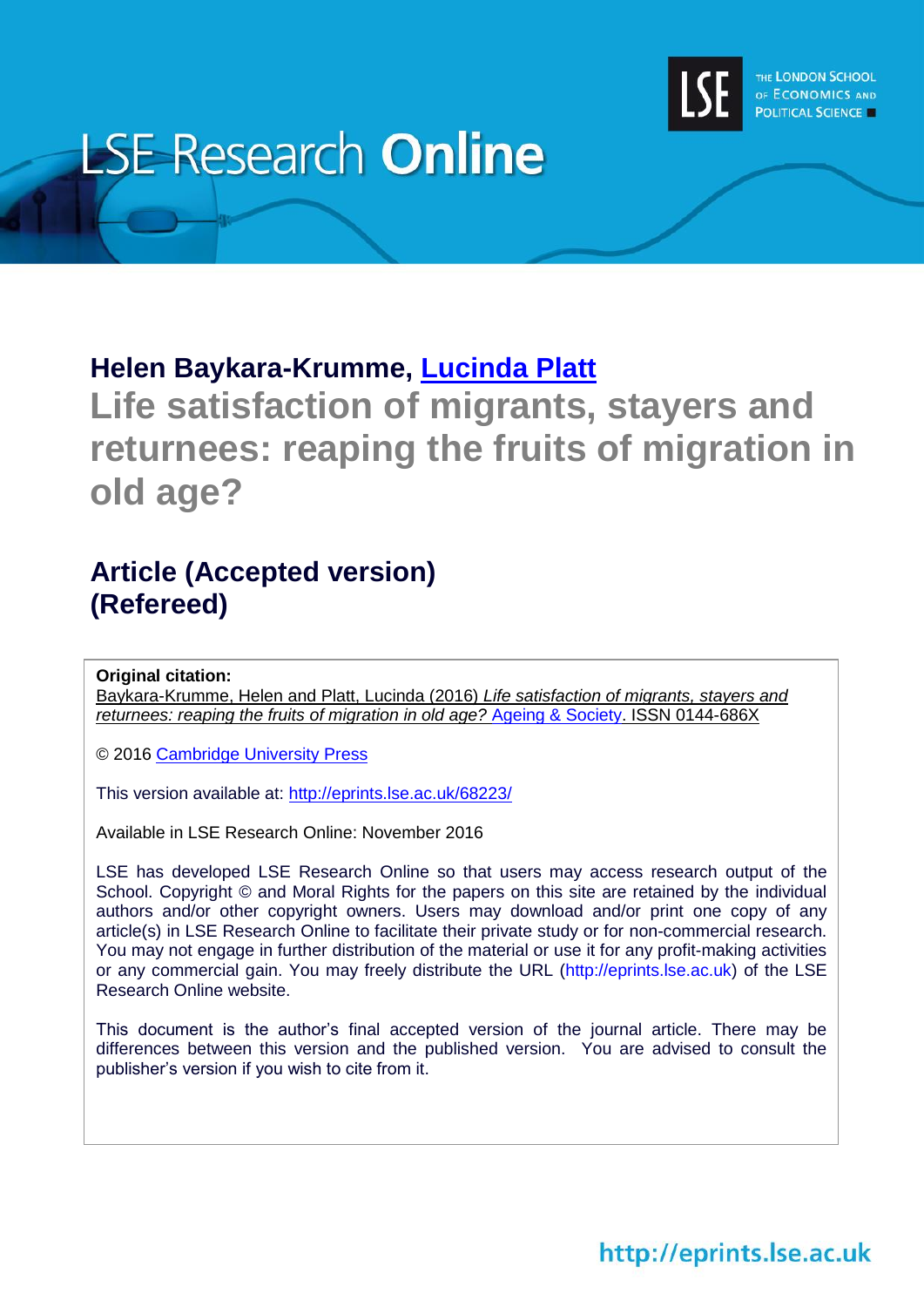LSE Research **Online**

THE LONDON SCHOOL OF ECONOMICS AND POLITICAL SCIENCE

**Helen Baykara-Krumme, Lucinda Platt**

# Life satisfaction of migrants, stayers and returnees: reaping the fruits of migration in old age?

## Article (Accepted version) (Refereed)

**Original citation:**
Baykara-Krumme, Helen and Platt, Lucinda (2016) *Life satisfaction of migrants, stayers and returnees: reaping the fruits of migration in old age?* Ageing & Society. ISSN 0144-686X

© 2016 Cambridge University Press

This version available at: http://eprints.lse.ac.uk/68223/

Available in LSE Research Online: November 2016

LSE has developed LSE Research Online so that users may access research output of the School. Copyright © and Moral Rights for the papers on this site are retained by the individual authors and/or other copyright owners. Users may download and/or print one copy of any article(s) in LSE Research Online to facilitate their private study or for non-commercial research. You may not engage in further distribution of the material or use it for any profit-making activities or any commercial gain. You may freely distribute the URL (http://eprints.lse.ac.uk) of the LSE Research Online website.

This document is the author's final accepted version of the journal article. There may be differences between this version and the published version. You are advised to consult the publisher's version if you wish to cite from it.

http://eprints.lse.ac.uk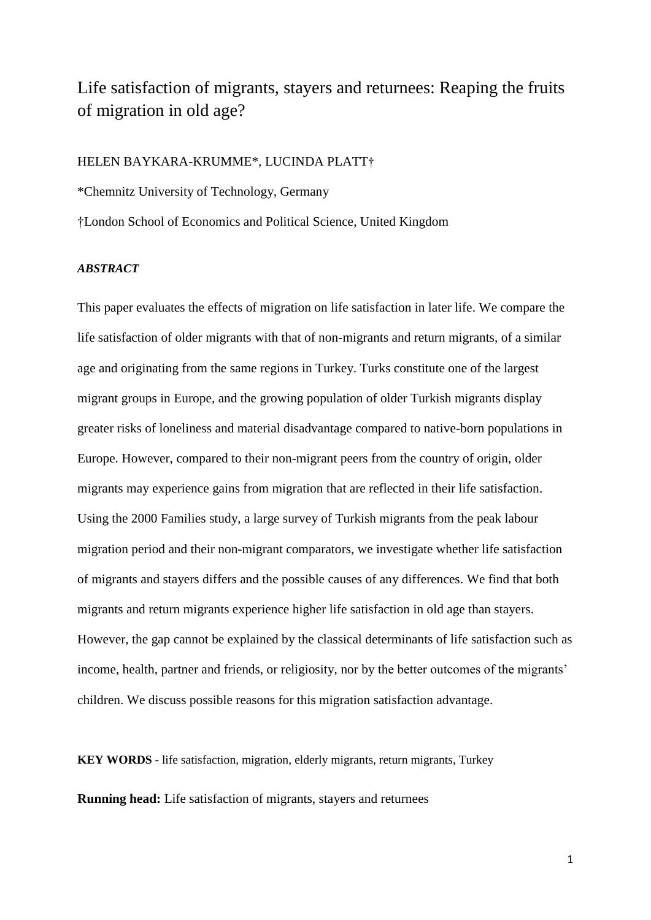# Life satisfaction of migrants, stayers and returnees: Reaping the fruits of migration in old age?

HELEN BAYKARA-KRUMME*, LUCINDA PLATT†

*Chemnitz University of Technology, Germany

†London School of Economics and Political Science, United Kingdom

### *ABSTRACT*

This paper evaluates the effects of migration on life satisfaction in later life. We compare the life satisfaction of older migrants with that of non-migrants and return migrants, of a similar age and originating from the same regions in Turkey. Turks constitute one of the largest migrant groups in Europe, and the growing population of older Turkish migrants display greater risks of loneliness and material disadvantage compared to native-born populations in Europe. However, compared to their non-migrant peers from the country of origin, older migrants may experience gains from migration that are reflected in their life satisfaction. Using the 2000 Families study, a large survey of Turkish migrants from the peak labour migration period and their non-migrant comparators, we investigate whether life satisfaction of migrants and stayers differs and the possible causes of any differences. We find that both migrants and return migrants experience higher life satisfaction in old age than stayers. However, the gap cannot be explained by the classical determinants of life satisfaction such as income, health, partner and friends, or religiosity, nor by the better outcomes of the migrants' children. We discuss possible reasons for this migration satisfaction advantage.

**KEY WORDS** - life satisfaction, migration, elderly migrants, return migrants, Turkey

**Running head:** Life satisfaction of migrants, stayers and returnees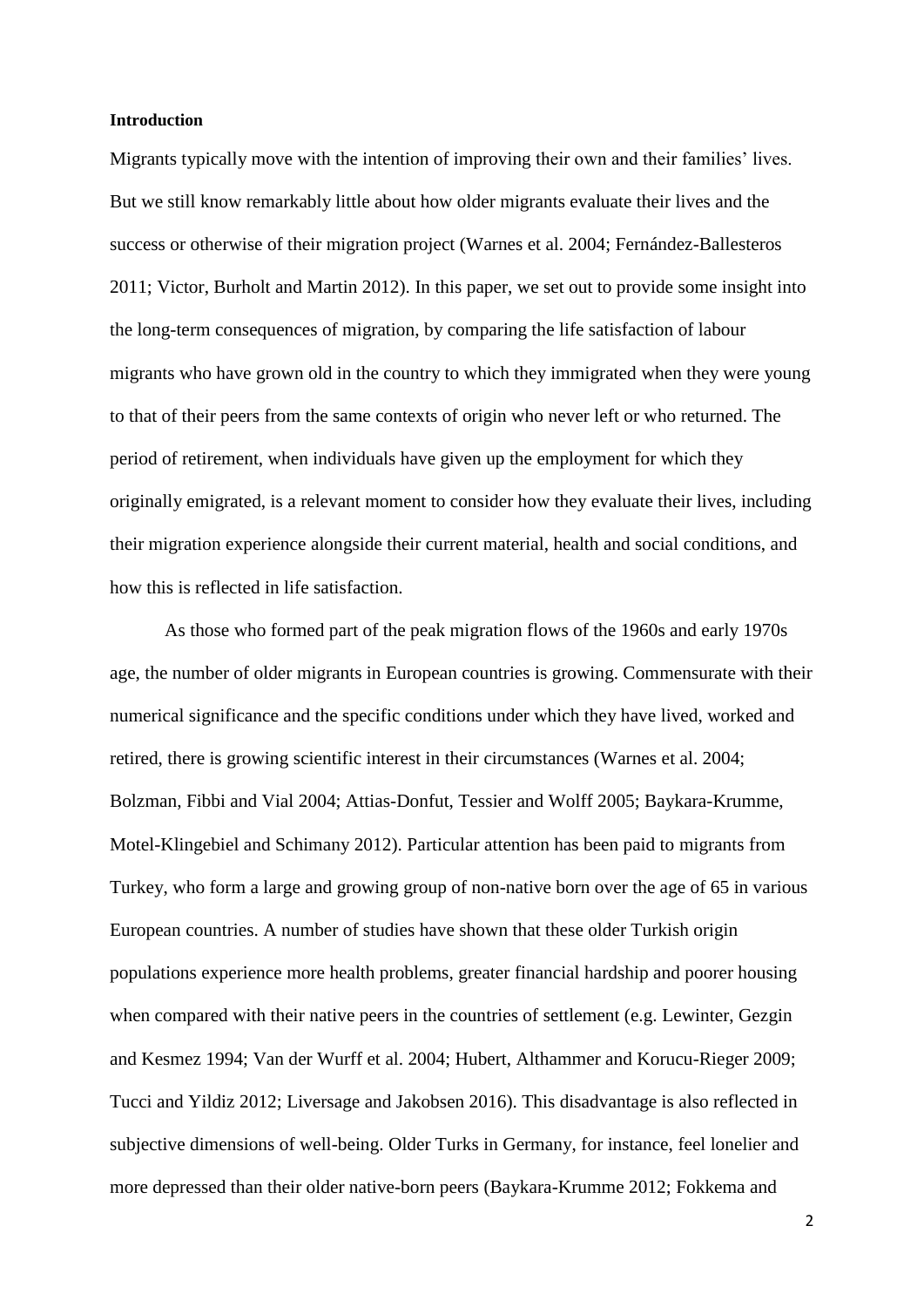**Introduction**

Migrants typically move with the intention of improving their own and their families' lives. But we still know remarkably little about how older migrants evaluate their lives and the success or otherwise of their migration project (Warnes et al. 2004; Fernández-Ballesteros 2011; Victor, Burholt and Martin 2012). In this paper, we set out to provide some insight into the long-term consequences of migration, by comparing the life satisfaction of labour migrants who have grown old in the country to which they immigrated when they were young to that of their peers from the same contexts of origin who never left or who returned. The period of retirement, when individuals have given up the employment for which they originally emigrated, is a relevant moment to consider how they evaluate their lives, including their migration experience alongside their current material, health and social conditions, and how this is reflected in life satisfaction.

As those who formed part of the peak migration flows of the 1960s and early 1970s age, the number of older migrants in European countries is growing. Commensurate with their numerical significance and the specific conditions under which they have lived, worked and retired, there is growing scientific interest in their circumstances (Warnes et al. 2004; Bolzman, Fibbi and Vial 2004; Attias-Donfut, Tessier and Wolff 2005; Baykara-Krumme, Motel-Klingebiel and Schimany 2012). Particular attention has been paid to migrants from Turkey, who form a large and growing group of non-native born over the age of 65 in various European countries. A number of studies have shown that these older Turkish origin populations experience more health problems, greater financial hardship and poorer housing when compared with their native peers in the countries of settlement (e.g. Lewinter, Gezgin and Kesmez 1994; Van der Wurff et al. 2004; Hubert, Althammer and Korucu-Rieger 2009; Tucci and Yildiz 2012; Liversage and Jakobsen 2016). This disadvantage is also reflected in subjective dimensions of well-being. Older Turks in Germany, for instance, feel lonelier and more depressed than their older native-born peers (Baykara-Krumme 2012; Fokkema and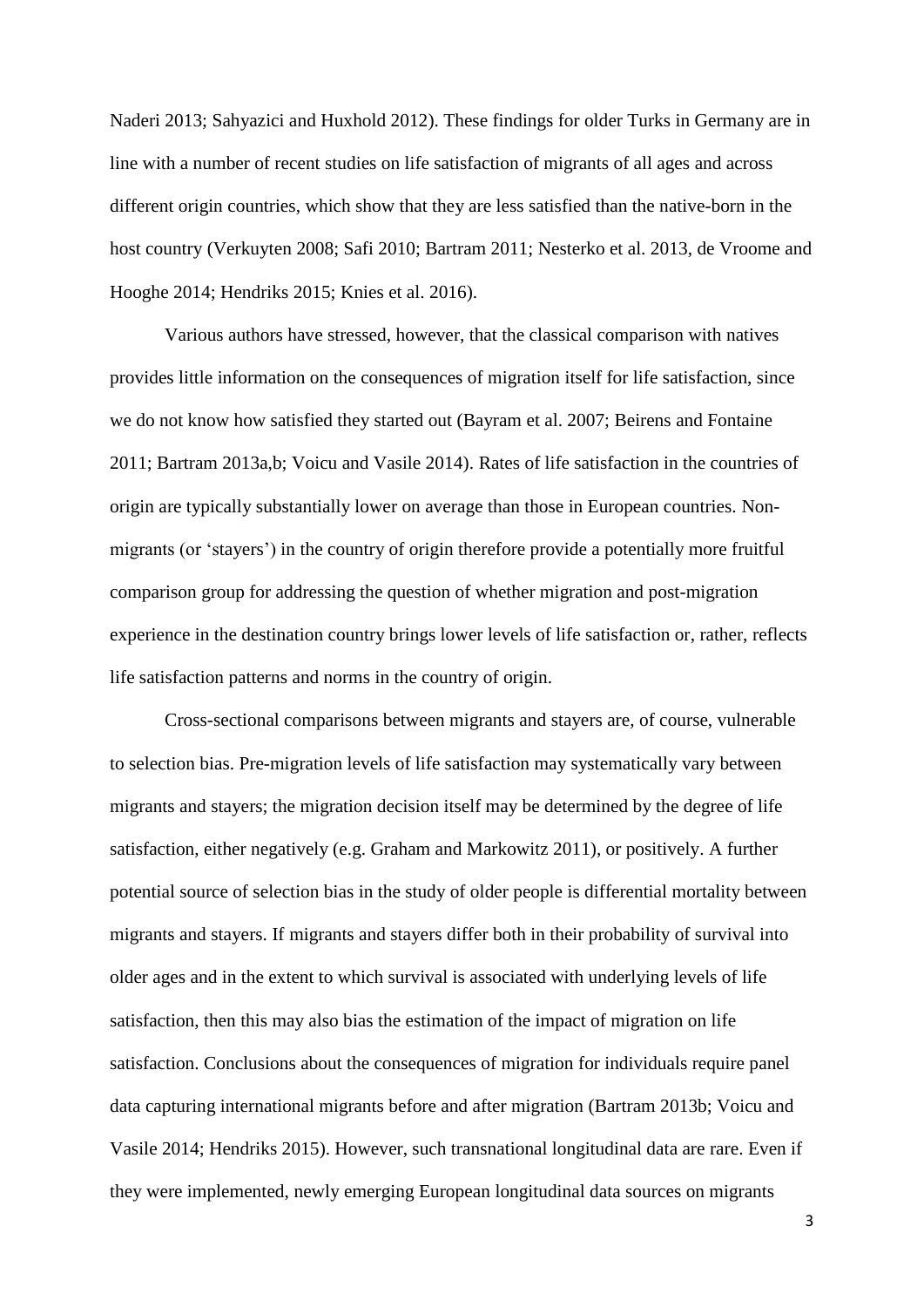Naderi 2013; Sahyazici and Huxhold 2012). These findings for older Turks in Germany are in line with a number of recent studies on life satisfaction of migrants of all ages and across different origin countries, which show that they are less satisfied than the native-born in the host country (Verkuyten 2008; Safi 2010; Bartram 2011; Nesterko et al. 2013, de Vroome and Hooghe 2014; Hendriks 2015; Knies et al. 2016).

Various authors have stressed, however, that the classical comparison with natives provides little information on the consequences of migration itself for life satisfaction, since we do not know how satisfied they started out (Bayram et al. 2007; Beirens and Fontaine 2011; Bartram 2013a,b; Voicu and Vasile 2014). Rates of life satisfaction in the countries of origin are typically substantially lower on average than those in European countries. Non-migrants (or 'stayers') in the country of origin therefore provide a potentially more fruitful comparison group for addressing the question of whether migration and post-migration experience in the destination country brings lower levels of life satisfaction or, rather, reflects life satisfaction patterns and norms in the country of origin.

Cross-sectional comparisons between migrants and stayers are, of course, vulnerable to selection bias. Pre-migration levels of life satisfaction may systematically vary between migrants and stayers; the migration decision itself may be determined by the degree of life satisfaction, either negatively (e.g. Graham and Markowitz 2011), or positively. A further potential source of selection bias in the study of older people is differential mortality between migrants and stayers. If migrants and stayers differ both in their probability of survival into older ages and in the extent to which survival is associated with underlying levels of life satisfaction, then this may also bias the estimation of the impact of migration on life satisfaction. Conclusions about the consequences of migration for individuals require panel data capturing international migrants before and after migration (Bartram 2013b; Voicu and Vasile 2014; Hendriks 2015). However, such transnational longitudinal data are rare. Even if they were implemented, newly emerging European longitudinal data sources on migrants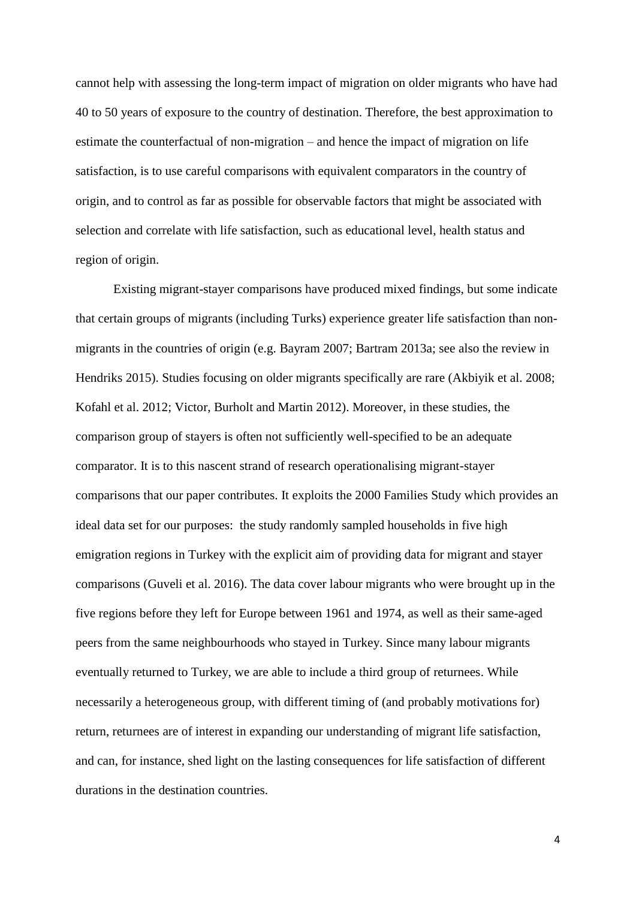cannot help with assessing the long-term impact of migration on older migrants who have had 40 to 50 years of exposure to the country of destination. Therefore, the best approximation to estimate the counterfactual of non-migration – and hence the impact of migration on life satisfaction, is to use careful comparisons with equivalent comparators in the country of origin, and to control as far as possible for observable factors that might be associated with selection and correlate with life satisfaction, such as educational level, health status and region of origin.

Existing migrant-stayer comparisons have produced mixed findings, but some indicate that certain groups of migrants (including Turks) experience greater life satisfaction than non-migrants in the countries of origin (e.g. Bayram 2007; Bartram 2013a; see also the review in Hendriks 2015). Studies focusing on older migrants specifically are rare (Akbiyik et al. 2008; Kofahl et al. 2012; Victor, Burholt and Martin 2012). Moreover, in these studies, the comparison group of stayers is often not sufficiently well-specified to be an adequate comparator. It is to this nascent strand of research operationalising migrant-stayer comparisons that our paper contributes. It exploits the 2000 Families Study which provides an ideal data set for our purposes: the study randomly sampled households in five high emigration regions in Turkey with the explicit aim of providing data for migrant and stayer comparisons (Guveli et al. 2016). The data cover labour migrants who were brought up in the five regions before they left for Europe between 1961 and 1974, as well as their same-aged peers from the same neighbourhoods who stayed in Turkey. Since many labour migrants eventually returned to Turkey, we are able to include a third group of returnees. While necessarily a heterogeneous group, with different timing of (and probably motivations for) return, returnees are of interest in expanding our understanding of migrant life satisfaction, and can, for instance, shed light on the lasting consequences for life satisfaction of different durations in the destination countries.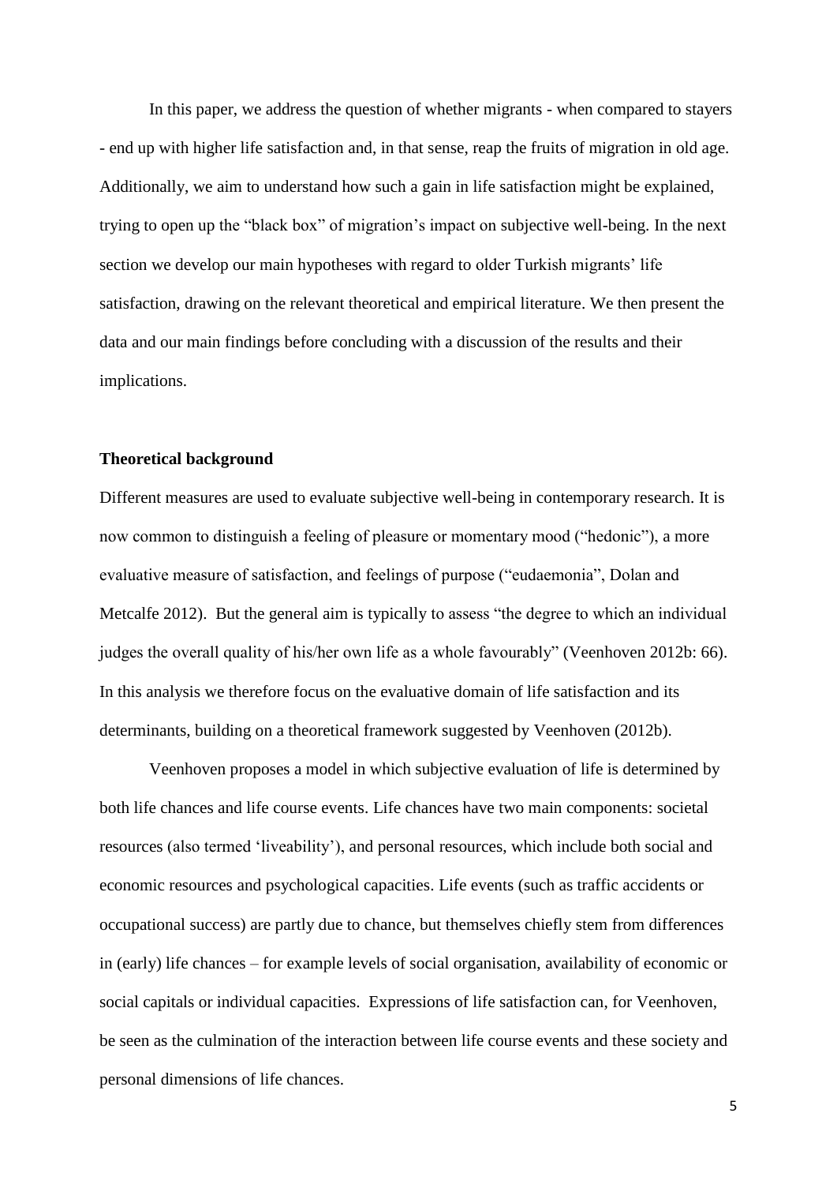In this paper, we address the question of whether migrants - when compared to stayers - end up with higher life satisfaction and, in that sense, reap the fruits of migration in old age. Additionally, we aim to understand how such a gain in life satisfaction might be explained, trying to open up the "black box" of migration's impact on subjective well-being. In the next section we develop our main hypotheses with regard to older Turkish migrants' life satisfaction, drawing on the relevant theoretical and empirical literature. We then present the data and our main findings before concluding with a discussion of the results and their implications.

## Theoretical background

Different measures are used to evaluate subjective well-being in contemporary research. It is now common to distinguish a feeling of pleasure or momentary mood ("hedonic"), a more evaluative measure of satisfaction, and feelings of purpose ("eudaemonia", Dolan and Metcalfe 2012). But the general aim is typically to assess "the degree to which an individual judges the overall quality of his/her own life as a whole favourably" (Veenhoven 2012b: 66). In this analysis we therefore focus on the evaluative domain of life satisfaction and its determinants, building on a theoretical framework suggested by Veenhoven (2012b).

Veenhoven proposes a model in which subjective evaluation of life is determined by both life chances and life course events. Life chances have two main components: societal resources (also termed 'liveability'), and personal resources, which include both social and economic resources and psychological capacities. Life events (such as traffic accidents or occupational success) are partly due to chance, but themselves chiefly stem from differences in (early) life chances – for example levels of social organisation, availability of economic or social capitals or individual capacities. Expressions of life satisfaction can, for Veenhoven, be seen as the culmination of the interaction between life course events and these society and personal dimensions of life chances.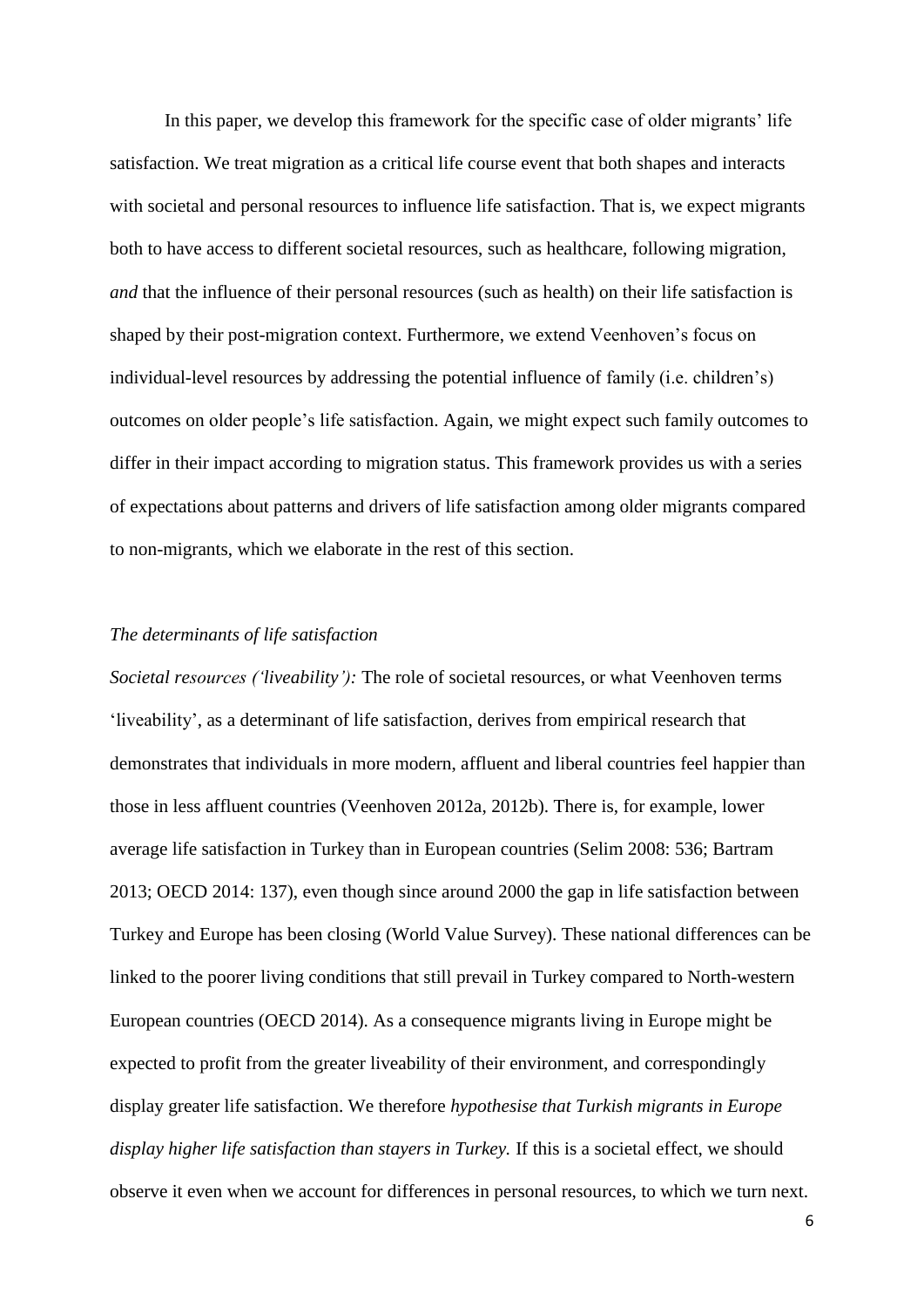In this paper, we develop this framework for the specific case of older migrants' life satisfaction. We treat migration as a critical life course event that both shapes and interacts with societal and personal resources to influence life satisfaction. That is, we expect migrants both to have access to different societal resources, such as healthcare, following migration, *and* that the influence of their personal resources (such as health) on their life satisfaction is shaped by their post-migration context. Furthermore, we extend Veenhoven's focus on individual-level resources by addressing the potential influence of family (i.e. children's) outcomes on older people's life satisfaction. Again, we might expect such family outcomes to differ in their impact according to migration status. This framework provides us with a series of expectations about patterns and drivers of life satisfaction among older migrants compared to non-migrants, which we elaborate in the rest of this section.

*The determinants of life satisfaction*

*Societal resources ('liveability'):* The role of societal resources, or what Veenhoven terms 'liveability', as a determinant of life satisfaction, derives from empirical research that demonstrates that individuals in more modern, affluent and liberal countries feel happier than those in less affluent countries (Veenhoven 2012a, 2012b). There is, for example, lower average life satisfaction in Turkey than in European countries (Selim 2008: 536; Bartram 2013; OECD 2014: 137), even though since around 2000 the gap in life satisfaction between Turkey and Europe has been closing (World Value Survey). These national differences can be linked to the poorer living conditions that still prevail in Turkey compared to North-western European countries (OECD 2014). As a consequence migrants living in Europe might be expected to profit from the greater liveability of their environment, and correspondingly display greater life satisfaction. We therefore *hypothesise that Turkish migrants in Europe display higher life satisfaction than stayers in Turkey.* If this is a societal effect, we should observe it even when we account for differences in personal resources, to which we turn next.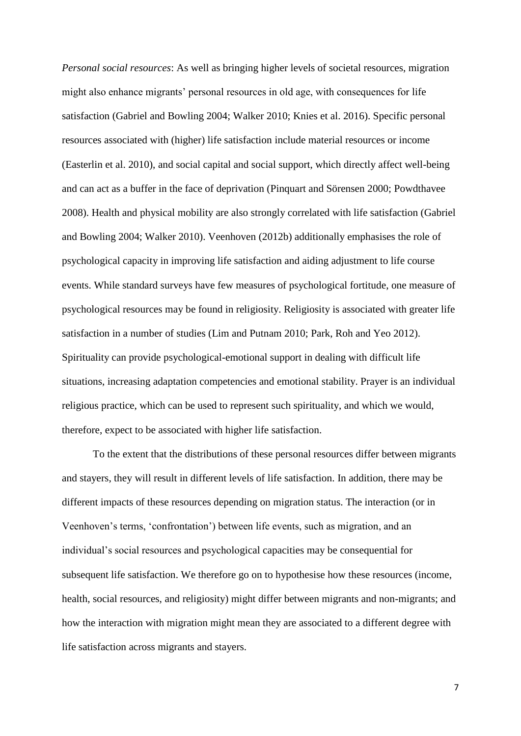*Personal social resources*: As well as bringing higher levels of societal resources, migration might also enhance migrants' personal resources in old age, with consequences for life satisfaction (Gabriel and Bowling 2004; Walker 2010; Knies et al. 2016). Specific personal resources associated with (higher) life satisfaction include material resources or income (Easterlin et al. 2010), and social capital and social support, which directly affect well-being and can act as a buffer in the face of deprivation (Pinquart and Sörensen 2000; Powdthavee 2008). Health and physical mobility are also strongly correlated with life satisfaction (Gabriel and Bowling 2004; Walker 2010). Veenhoven (2012b) additionally emphasises the role of psychological capacity in improving life satisfaction and aiding adjustment to life course events. While standard surveys have few measures of psychological fortitude, one measure of psychological resources may be found in religiosity. Religiosity is associated with greater life satisfaction in a number of studies (Lim and Putnam 2010; Park, Roh and Yeo 2012). Spirituality can provide psychological-emotional support in dealing with difficult life situations, increasing adaptation competencies and emotional stability. Prayer is an individual religious practice, which can be used to represent such spirituality, and which we would, therefore, expect to be associated with higher life satisfaction.

To the extent that the distributions of these personal resources differ between migrants and stayers, they will result in different levels of life satisfaction. In addition, there may be different impacts of these resources depending on migration status. The interaction (or in Veenhoven's terms, 'confrontation') between life events, such as migration, and an individual's social resources and psychological capacities may be consequential for subsequent life satisfaction. We therefore go on to hypothesise how these resources (income, health, social resources, and religiosity) might differ between migrants and non-migrants; and how the interaction with migration might mean they are associated to a different degree with life satisfaction across migrants and stayers.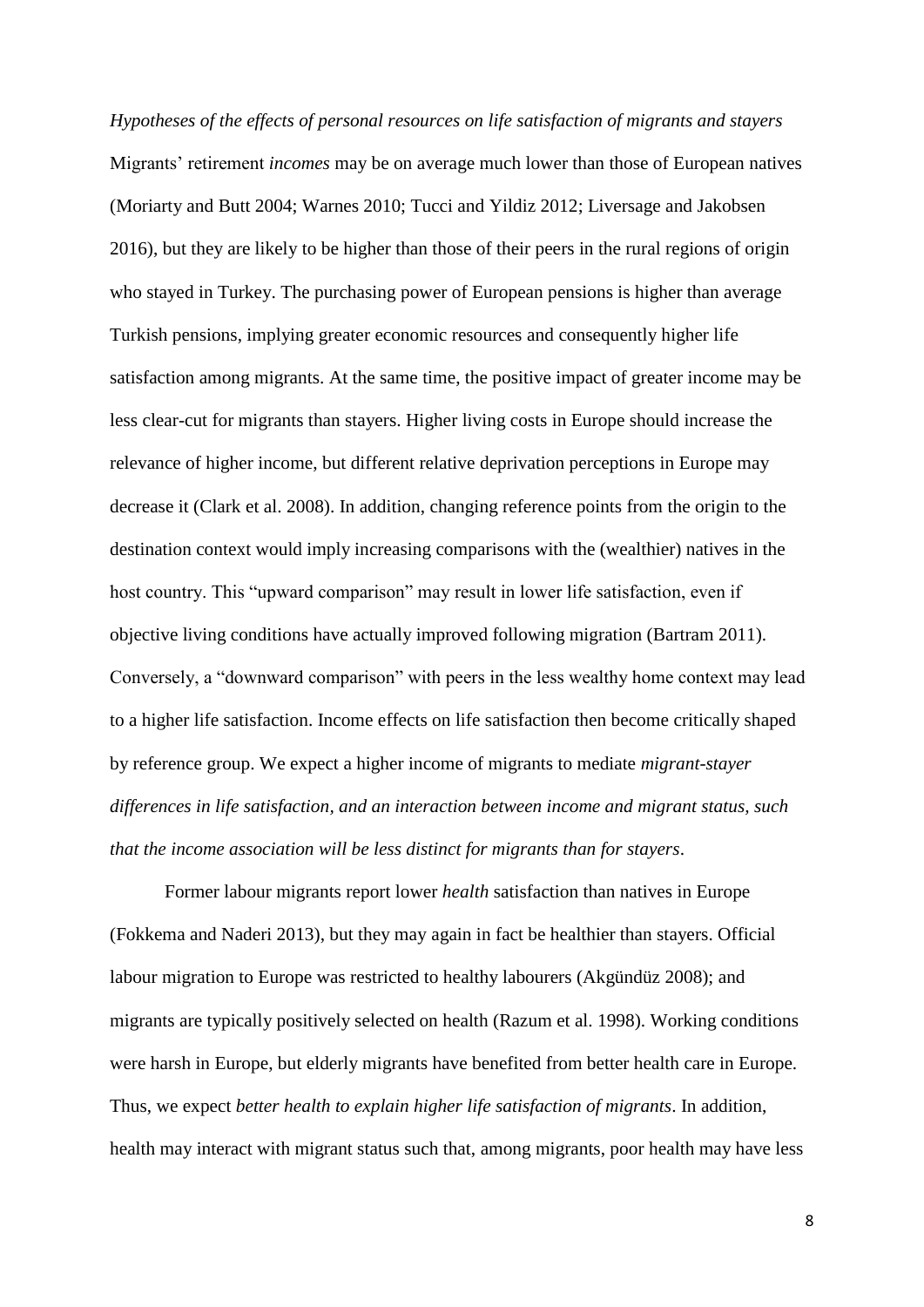*Hypotheses of the effects of personal resources on life satisfaction of migrants and stayers*

Migrants' retirement *incomes* may be on average much lower than those of European natives (Moriarty and Butt 2004; Warnes 2010; Tucci and Yildiz 2012; Liversage and Jakobsen 2016), but they are likely to be higher than those of their peers in the rural regions of origin who stayed in Turkey. The purchasing power of European pensions is higher than average Turkish pensions, implying greater economic resources and consequently higher life satisfaction among migrants. At the same time, the positive impact of greater income may be less clear-cut for migrants than stayers. Higher living costs in Europe should increase the relevance of higher income, but different relative deprivation perceptions in Europe may decrease it (Clark et al. 2008). In addition, changing reference points from the origin to the destination context would imply increasing comparisons with the (wealthier) natives in the host country. This "upward comparison" may result in lower life satisfaction, even if objective living conditions have actually improved following migration (Bartram 2011). Conversely, a "downward comparison" with peers in the less wealthy home context may lead to a higher life satisfaction. Income effects on life satisfaction then become critically shaped by reference group. We expect a higher income of migrants to mediate *migrant-stayer differences in life satisfaction, and an interaction between income and migrant status, such that the income association will be less distinct for migrants than for stayers*.

Former labour migrants report lower *health* satisfaction than natives in Europe (Fokkema and Naderi 2013), but they may again in fact be healthier than stayers. Official labour migration to Europe was restricted to healthy labourers (Akgündüz 2008); and migrants are typically positively selected on health (Razum et al. 1998). Working conditions were harsh in Europe, but elderly migrants have benefited from better health care in Europe. Thus, we expect *better health to explain higher life satisfaction of migrants*. In addition, health may interact with migrant status such that, among migrants, poor health may have less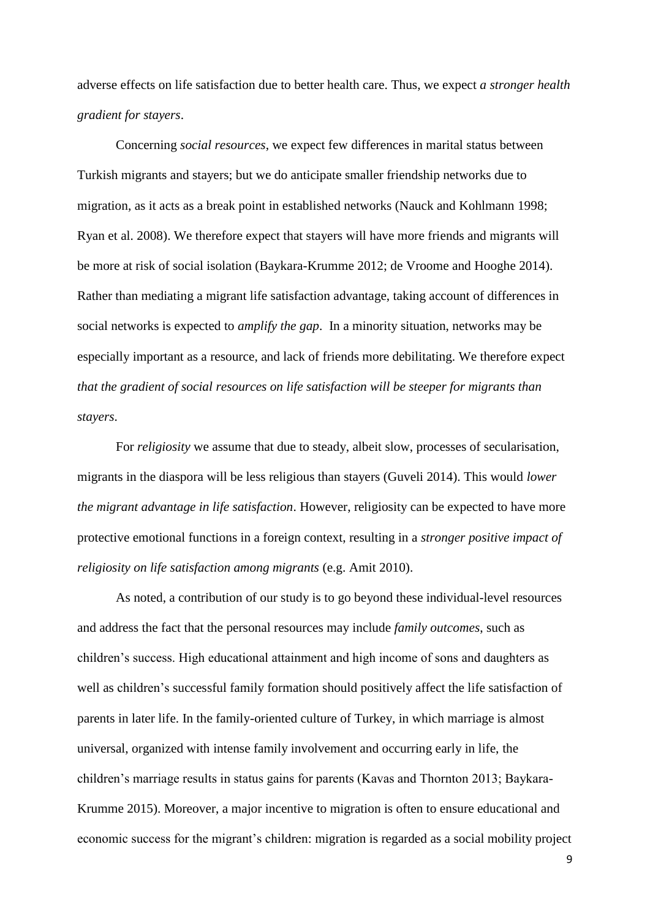adverse effects on life satisfaction due to better health care. Thus, we expect *a stronger health gradient for stayers*.

Concerning *social resources*, we expect few differences in marital status between Turkish migrants and stayers; but we do anticipate smaller friendship networks due to migration, as it acts as a break point in established networks (Nauck and Kohlmann 1998; Ryan et al. 2008). We therefore expect that stayers will have more friends and migrants will be more at risk of social isolation (Baykara-Krumme 2012; de Vroome and Hooghe 2014). Rather than mediating a migrant life satisfaction advantage, taking account of differences in social networks is expected to *amplify the gap*. In a minority situation, networks may be especially important as a resource, and lack of friends more debilitating. We therefore expect *that the gradient of social resources on life satisfaction will be steeper for migrants than stayers*.

For *religiosity* we assume that due to steady, albeit slow, processes of secularisation, migrants in the diaspora will be less religious than stayers (Guveli 2014). This would *lower the migrant advantage in life satisfaction*. However, religiosity can be expected to have more protective emotional functions in a foreign context, resulting in a *stronger positive impact of religiosity on life satisfaction among migrants* (e.g. Amit 2010).

As noted, a contribution of our study is to go beyond these individual-level resources and address the fact that the personal resources may include *family outcomes*, such as children's success. High educational attainment and high income of sons and daughters as well as children's successful family formation should positively affect the life satisfaction of parents in later life. In the family-oriented culture of Turkey, in which marriage is almost universal, organized with intense family involvement and occurring early in life, the children's marriage results in status gains for parents (Kavas and Thornton 2013; Baykara-Krumme 2015). Moreover, a major incentive to migration is often to ensure educational and economic success for the migrant's children: migration is regarded as a social mobility project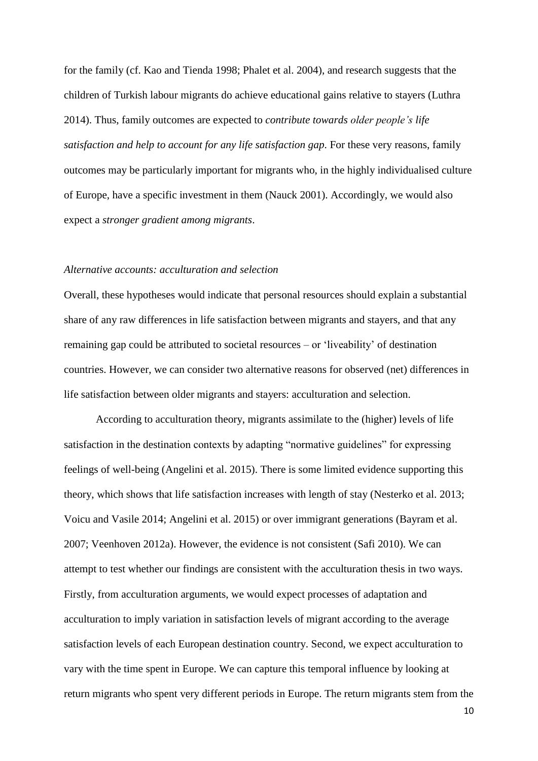for the family (cf. Kao and Tienda 1998; Phalet et al. 2004), and research suggests that the children of Turkish labour migrants do achieve educational gains relative to stayers (Luthra 2014). Thus, family outcomes are expected to *contribute towards older people's life satisfaction and help to account for any life satisfaction gap*. For these very reasons, family outcomes may be particularly important for migrants who, in the highly individualised culture of Europe, have a specific investment in them (Nauck 2001). Accordingly, we would also expect a *stronger gradient among migrants*.

### *Alternative accounts: acculturation and selection*

Overall, these hypotheses would indicate that personal resources should explain a substantial share of any raw differences in life satisfaction between migrants and stayers, and that any remaining gap could be attributed to societal resources – or 'liveability' of destination countries. However, we can consider two alternative reasons for observed (net) differences in life satisfaction between older migrants and stayers: acculturation and selection.

According to acculturation theory, migrants assimilate to the (higher) levels of life satisfaction in the destination contexts by adapting "normative guidelines" for expressing feelings of well-being (Angelini et al. 2015). There is some limited evidence supporting this theory, which shows that life satisfaction increases with length of stay (Nesterko et al. 2013; Voicu and Vasile 2014; Angelini et al. 2015) or over immigrant generations (Bayram et al. 2007; Veenhoven 2012a). However, the evidence is not consistent (Safi 2010). We can attempt to test whether our findings are consistent with the acculturation thesis in two ways. Firstly, from acculturation arguments, we would expect processes of adaptation and acculturation to imply variation in satisfaction levels of migrant according to the average satisfaction levels of each European destination country. Second, we expect acculturation to vary with the time spent in Europe. We can capture this temporal influence by looking at return migrants who spent very different periods in Europe. The return migrants stem from the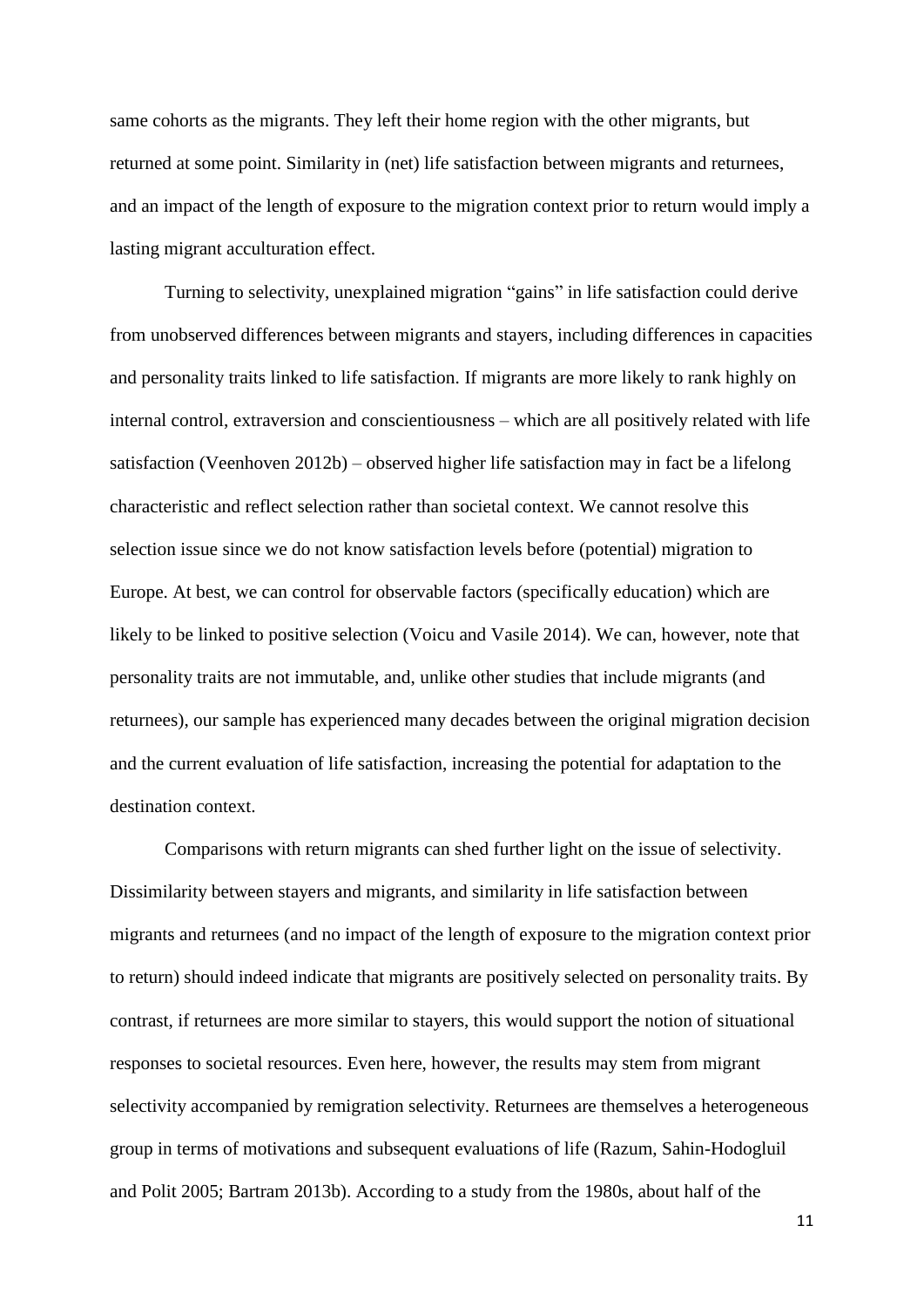same cohorts as the migrants. They left their home region with the other migrants, but returned at some point. Similarity in (net) life satisfaction between migrants and returnees, and an impact of the length of exposure to the migration context prior to return would imply a lasting migrant acculturation effect.

Turning to selectivity, unexplained migration "gains" in life satisfaction could derive from unobserved differences between migrants and stayers, including differences in capacities and personality traits linked to life satisfaction. If migrants are more likely to rank highly on internal control, extraversion and conscientiousness – which are all positively related with life satisfaction (Veenhoven 2012b) – observed higher life satisfaction may in fact be a lifelong characteristic and reflect selection rather than societal context. We cannot resolve this selection issue since we do not know satisfaction levels before (potential) migration to Europe. At best, we can control for observable factors (specifically education) which are likely to be linked to positive selection (Voicu and Vasile 2014). We can, however, note that personality traits are not immutable, and, unlike other studies that include migrants (and returnees), our sample has experienced many decades between the original migration decision and the current evaluation of life satisfaction, increasing the potential for adaptation to the destination context.

Comparisons with return migrants can shed further light on the issue of selectivity. Dissimilarity between stayers and migrants, and similarity in life satisfaction between migrants and returnees (and no impact of the length of exposure to the migration context prior to return) should indeed indicate that migrants are positively selected on personality traits. By contrast, if returnees are more similar to stayers, this would support the notion of situational responses to societal resources. Even here, however, the results may stem from migrant selectivity accompanied by remigration selectivity. Returnees are themselves a heterogeneous group in terms of motivations and subsequent evaluations of life (Razum, Sahin-Hodogluil and Polit 2005; Bartram 2013b). According to a study from the 1980s, about half of the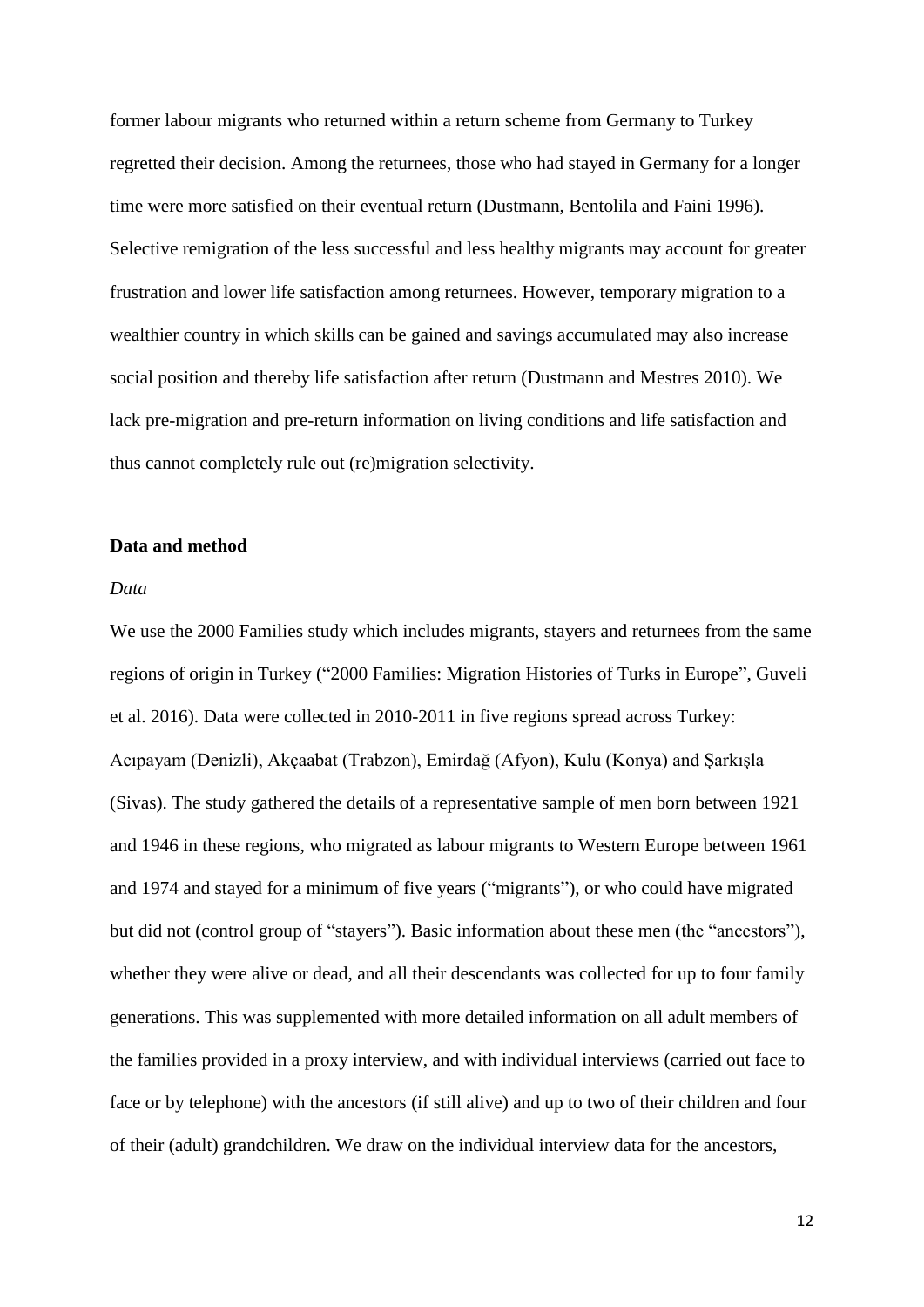former labour migrants who returned within a return scheme from Germany to Turkey regretted their decision. Among the returnees, those who had stayed in Germany for a longer time were more satisfied on their eventual return (Dustmann, Bentolila and Faini 1996). Selective remigration of the less successful and less healthy migrants may account for greater frustration and lower life satisfaction among returnees. However, temporary migration to a wealthier country in which skills can be gained and savings accumulated may also increase social position and thereby life satisfaction after return (Dustmann and Mestres 2010). We lack pre-migration and pre-return information on living conditions and life satisfaction and thus cannot completely rule out (re)migration selectivity.

## Data and method

### *Data*

We use the 2000 Families study which includes migrants, stayers and returnees from the same regions of origin in Turkey ("2000 Families: Migration Histories of Turks in Europe", Guveli et al. 2016). Data were collected in 2010-2011 in five regions spread across Turkey: Acıpayam (Denizli), Akçaabat (Trabzon), Emirdağ (Afyon), Kulu (Konya) and Şarkışla (Sivas). The study gathered the details of a representative sample of men born between 1921 and 1946 in these regions, who migrated as labour migrants to Western Europe between 1961 and 1974 and stayed for a minimum of five years ("migrants"), or who could have migrated but did not (control group of "stayers"). Basic information about these men (the "ancestors"), whether they were alive or dead, and all their descendants was collected for up to four family generations. This was supplemented with more detailed information on all adult members of the families provided in a proxy interview, and with individual interviews (carried out face to face or by telephone) with the ancestors (if still alive) and up to two of their children and four of their (adult) grandchildren. We draw on the individual interview data for the ancestors,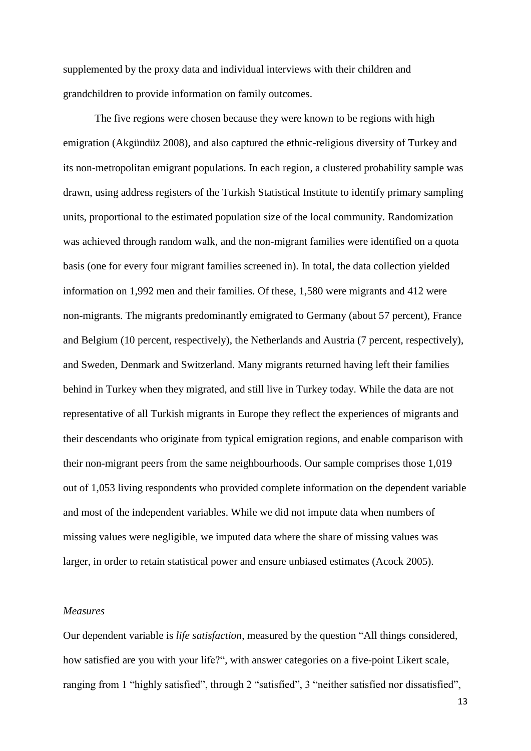supplemented by the proxy data and individual interviews with their children and grandchildren to provide information on family outcomes.

The five regions were chosen because they were known to be regions with high emigration (Akgündüz 2008), and also captured the ethnic-religious diversity of Turkey and its non-metropolitan emigrant populations. In each region, a clustered probability sample was drawn, using address registers of the Turkish Statistical Institute to identify primary sampling units, proportional to the estimated population size of the local community. Randomization was achieved through random walk, and the non-migrant families were identified on a quota basis (one for every four migrant families screened in). In total, the data collection yielded information on 1,992 men and their families. Of these, 1,580 were migrants and 412 were non-migrants. The migrants predominantly emigrated to Germany (about 57 percent), France and Belgium (10 percent, respectively), the Netherlands and Austria (7 percent, respectively), and Sweden, Denmark and Switzerland. Many migrants returned having left their families behind in Turkey when they migrated, and still live in Turkey today. While the data are not representative of all Turkish migrants in Europe they reflect the experiences of migrants and their descendants who originate from typical emigration regions, and enable comparison with their non-migrant peers from the same neighbourhoods. Our sample comprises those 1,019 out of 1,053 living respondents who provided complete information on the dependent variable and most of the independent variables. While we did not impute data when numbers of missing values were negligible, we imputed data where the share of missing values was larger, in order to retain statistical power and ensure unbiased estimates (Acock 2005).

*Measures*

Our dependent variable is *life satisfaction*, measured by the question "All things considered, how satisfied are you with your life?", with answer categories on a five-point Likert scale, ranging from 1 "highly satisfied", through 2 "satisfied", 3 "neither satisfied nor dissatisfied",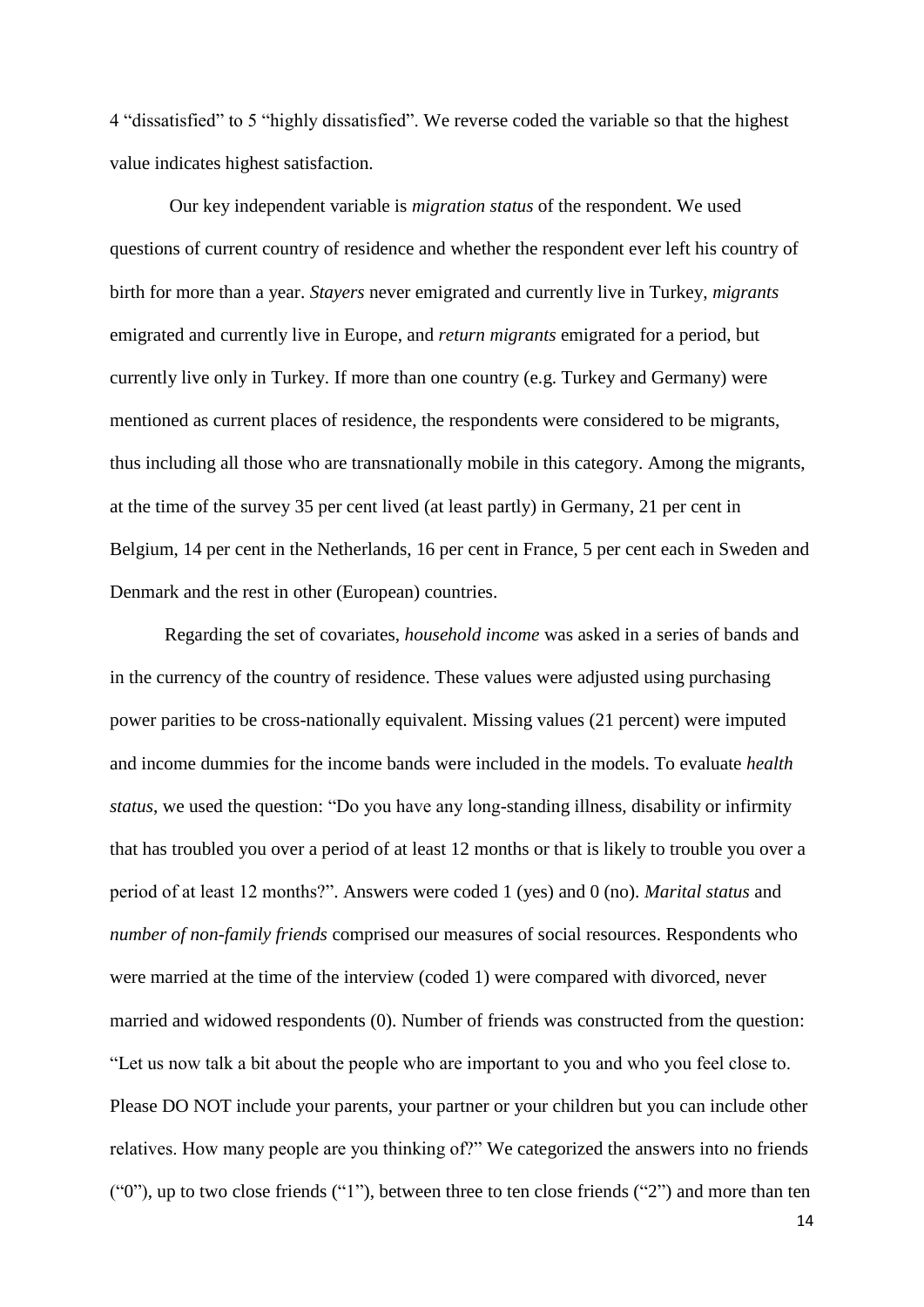4 "dissatisfied" to 5 "highly dissatisfied". We reverse coded the variable so that the highest value indicates highest satisfaction.

Our key independent variable is *migration status* of the respondent. We used questions of current country of residence and whether the respondent ever left his country of birth for more than a year. *Stayers* never emigrated and currently live in Turkey, *migrants* emigrated and currently live in Europe, and *return migrants* emigrated for a period, but currently live only in Turkey. If more than one country (e.g. Turkey and Germany) were mentioned as current places of residence, the respondents were considered to be migrants, thus including all those who are transnationally mobile in this category. Among the migrants, at the time of the survey 35 per cent lived (at least partly) in Germany, 21 per cent in Belgium, 14 per cent in the Netherlands, 16 per cent in France, 5 per cent each in Sweden and Denmark and the rest in other (European) countries.

Regarding the set of covariates, *household income* was asked in a series of bands and in the currency of the country of residence. These values were adjusted using purchasing power parities to be cross-nationally equivalent. Missing values (21 percent) were imputed and income dummies for the income bands were included in the models. To evaluate *health status*, we used the question: "Do you have any long-standing illness, disability or infirmity that has troubled you over a period of at least 12 months or that is likely to trouble you over a period of at least 12 months?". Answers were coded 1 (yes) and 0 (no). *Marital status* and *number of non-family friends* comprised our measures of social resources. Respondents who were married at the time of the interview (coded 1) were compared with divorced, never married and widowed respondents (0). Number of friends was constructed from the question: "Let us now talk a bit about the people who are important to you and who you feel close to. Please DO NOT include your parents, your partner or your children but you can include other relatives. How many people are you thinking of?" We categorized the answers into no friends ("0"), up to two close friends ("1"), between three to ten close friends ("2") and more than ten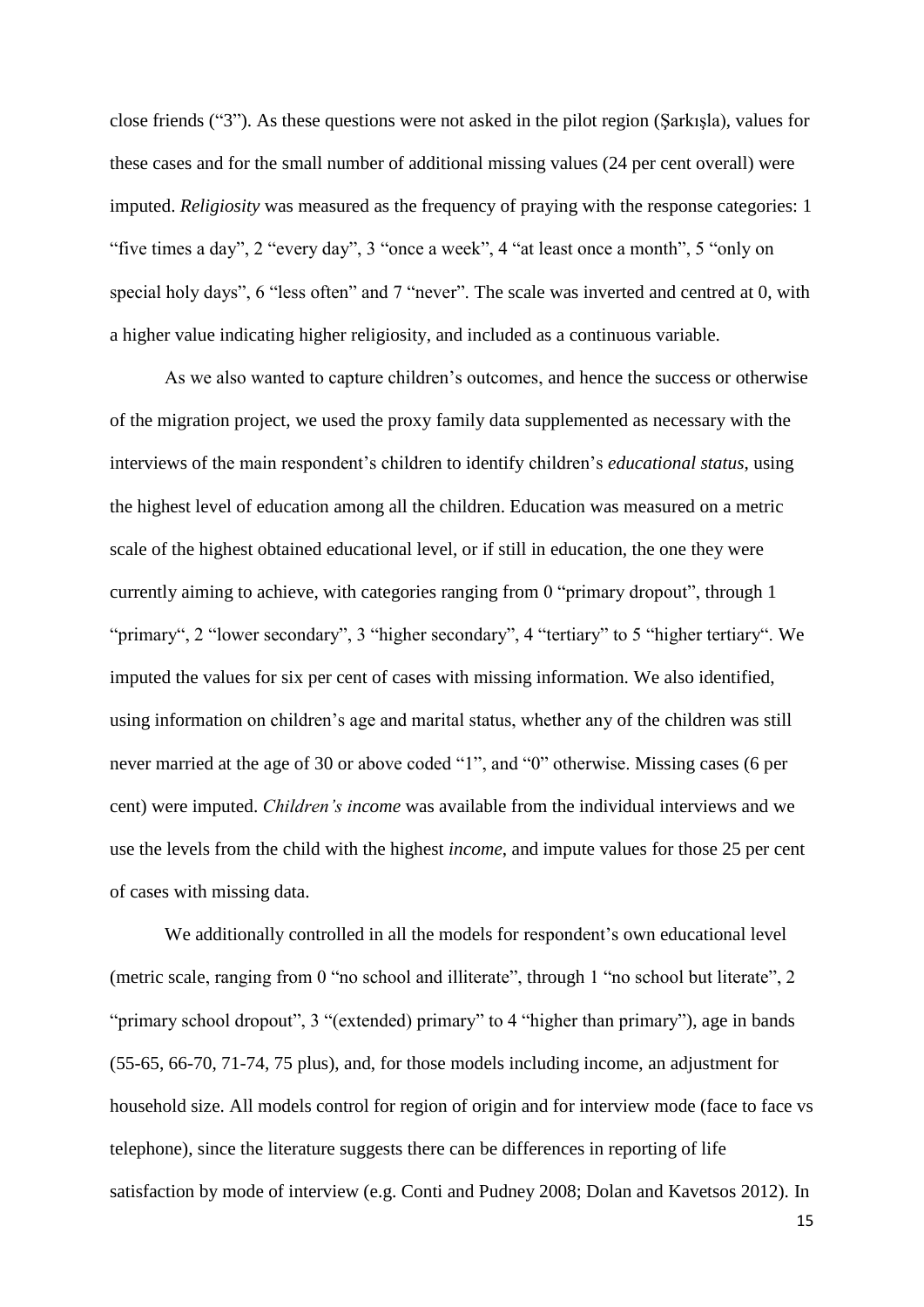close friends ("3"). As these questions were not asked in the pilot region (Şarkışla), values for these cases and for the small number of additional missing values (24 per cent overall) were imputed. *Religiosity* was measured as the frequency of praying with the response categories: 1 "five times a day", 2 "every day", 3 "once a week", 4 "at least once a month", 5 "only on special holy days", 6 "less often" and 7 "never". The scale was inverted and centred at 0, with a higher value indicating higher religiosity, and included as a continuous variable.

As we also wanted to capture children's outcomes, and hence the success or otherwise of the migration project, we used the proxy family data supplemented as necessary with the interviews of the main respondent's children to identify children's *educational status*, using the highest level of education among all the children. Education was measured on a metric scale of the highest obtained educational level, or if still in education, the one they were currently aiming to achieve, with categories ranging from 0 "primary dropout", through 1 "primary", 2 "lower secondary", 3 "higher secondary", 4 "tertiary" to 5 "higher tertiary". We imputed the values for six per cent of cases with missing information. We also identified, using information on children's age and marital status, whether any of the children was still never married at the age of 30 or above coded "1", and "0" otherwise. Missing cases (6 per cent) were imputed. *Children's income* was available from the individual interviews and we use the levels from the child with the highest *income*, and impute values for those 25 per cent of cases with missing data.

We additionally controlled in all the models for respondent's own educational level (metric scale, ranging from 0 "no school and illiterate", through 1 "no school but literate", 2 "primary school dropout", 3 "(extended) primary" to 4 "higher than primary"), age in bands (55-65, 66-70, 71-74, 75 plus), and, for those models including income, an adjustment for household size. All models control for region of origin and for interview mode (face to face vs telephone), since the literature suggests there can be differences in reporting of life satisfaction by mode of interview (e.g. Conti and Pudney 2008; Dolan and Kavetsos 2012). In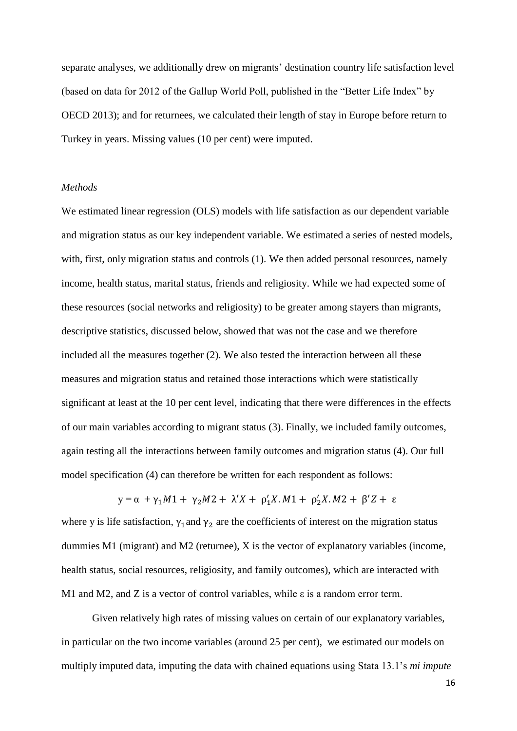separate analyses, we additionally drew on migrants' destination country life satisfaction level (based on data for 2012 of the Gallup World Poll, published in the "Better Life Index" by OECD 2013); and for returnees, we calculated their length of stay in Europe before return to Turkey in years. Missing values (10 per cent) were imputed.

*Methods*

We estimated linear regression (OLS) models with life satisfaction as our dependent variable and migration status as our key independent variable. We estimated a series of nested models, with, first, only migration status and controls (1). We then added personal resources, namely income, health status, marital status, friends and religiosity. While we had expected some of these resources (social networks and religiosity) to be greater among stayers than migrants, descriptive statistics, discussed below, showed that was not the case and we therefore included all the measures together (2). We also tested the interaction between all these measures and migration status and retained those interactions which were statistically significant at least at the 10 per cent level, indicating that there were differences in the effects of our main variables according to migrant status (3). Finally, we included family outcomes, again testing all the interactions between family outcomes and migration status (4). Our full model specification (4) can therefore be written for each respondent as follows:

$$y = \alpha + \gamma_1 M1 + \gamma_2 M2 + \lambda' X + \rho_1' X.M1 + \rho_2' X.M2 + \beta' Z + \varepsilon$$

where y is life satisfaction, $\gamma_1$ and $\gamma_2$ are the coefficients of interest on the migration status dummies M1 (migrant) and M2 (returnee), X is the vector of explanatory variables (income, health status, social resources, religiosity, and family outcomes), which are interacted with M1 and M2, and Z is a vector of control variables, while $\varepsilon$ is a random error term.

Given relatively high rates of missing values on certain of our explanatory variables, in particular on the two income variables (around 25 per cent), we estimated our models on multiply imputed data, imputing the data with chained equations using Stata 13.1's *mi impute*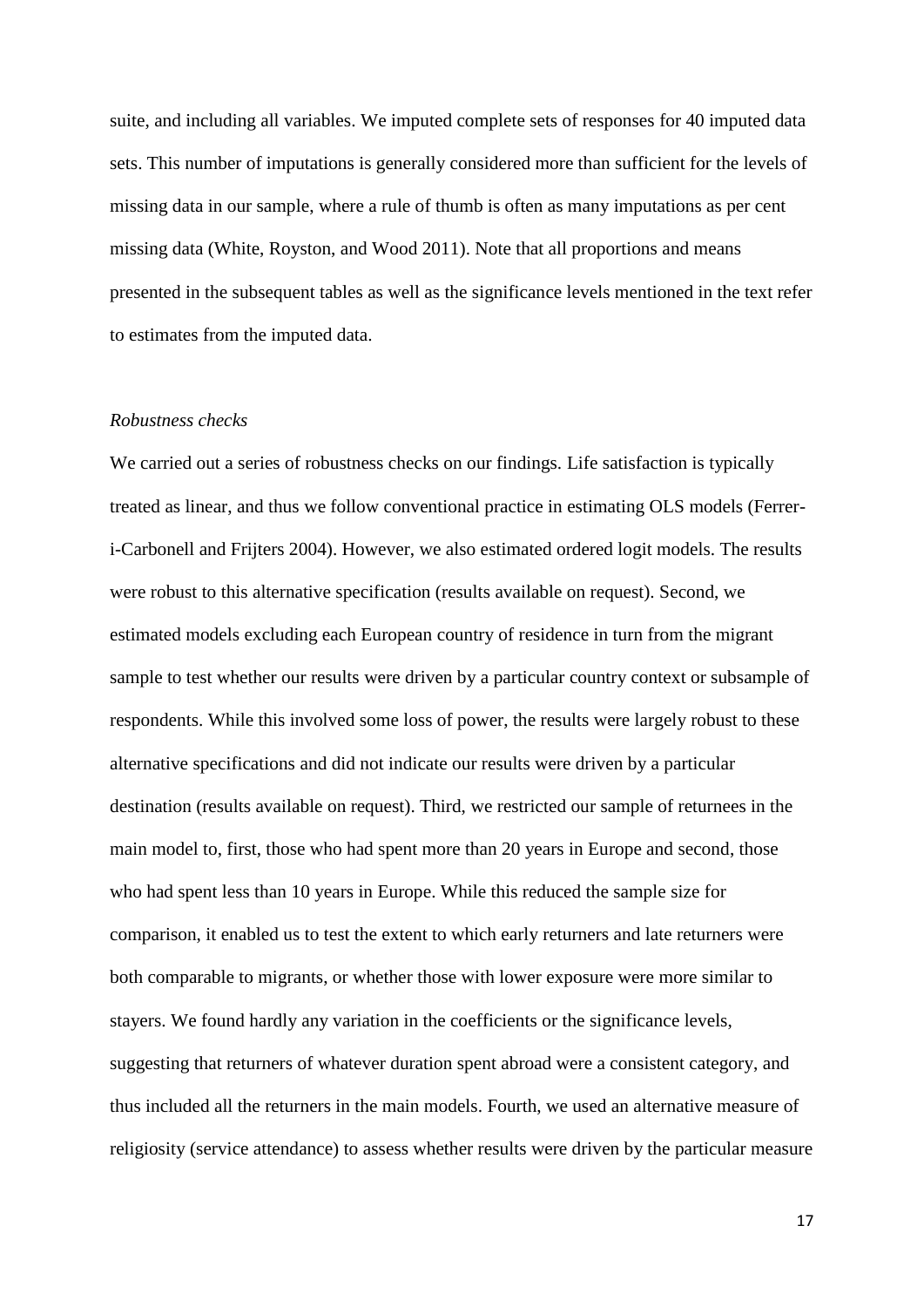suite, and including all variables. We imputed complete sets of responses for 40 imputed data sets. This number of imputations is generally considered more than sufficient for the levels of missing data in our sample, where a rule of thumb is often as many imputations as per cent missing data (White, Royston, and Wood 2011). Note that all proportions and means presented in the subsequent tables as well as the significance levels mentioned in the text refer to estimates from the imputed data.

*Robustness checks*

We carried out a series of robustness checks on our findings. Life satisfaction is typically treated as linear, and thus we follow conventional practice in estimating OLS models (Ferrer-i-Carbonell and Frijters 2004). However, we also estimated ordered logit models. The results were robust to this alternative specification (results available on request). Second, we estimated models excluding each European country of residence in turn from the migrant sample to test whether our results were driven by a particular country context or subsample of respondents. While this involved some loss of power, the results were largely robust to these alternative specifications and did not indicate our results were driven by a particular destination (results available on request). Third, we restricted our sample of returnees in the main model to, first, those who had spent more than 20 years in Europe and second, those who had spent less than 10 years in Europe. While this reduced the sample size for comparison, it enabled us to test the extent to which early returners and late returners were both comparable to migrants, or whether those with lower exposure were more similar to stayers. We found hardly any variation in the coefficients or the significance levels, suggesting that returners of whatever duration spent abroad were a consistent category, and thus included all the returners in the main models. Fourth, we used an alternative measure of religiosity (service attendance) to assess whether results were driven by the particular measure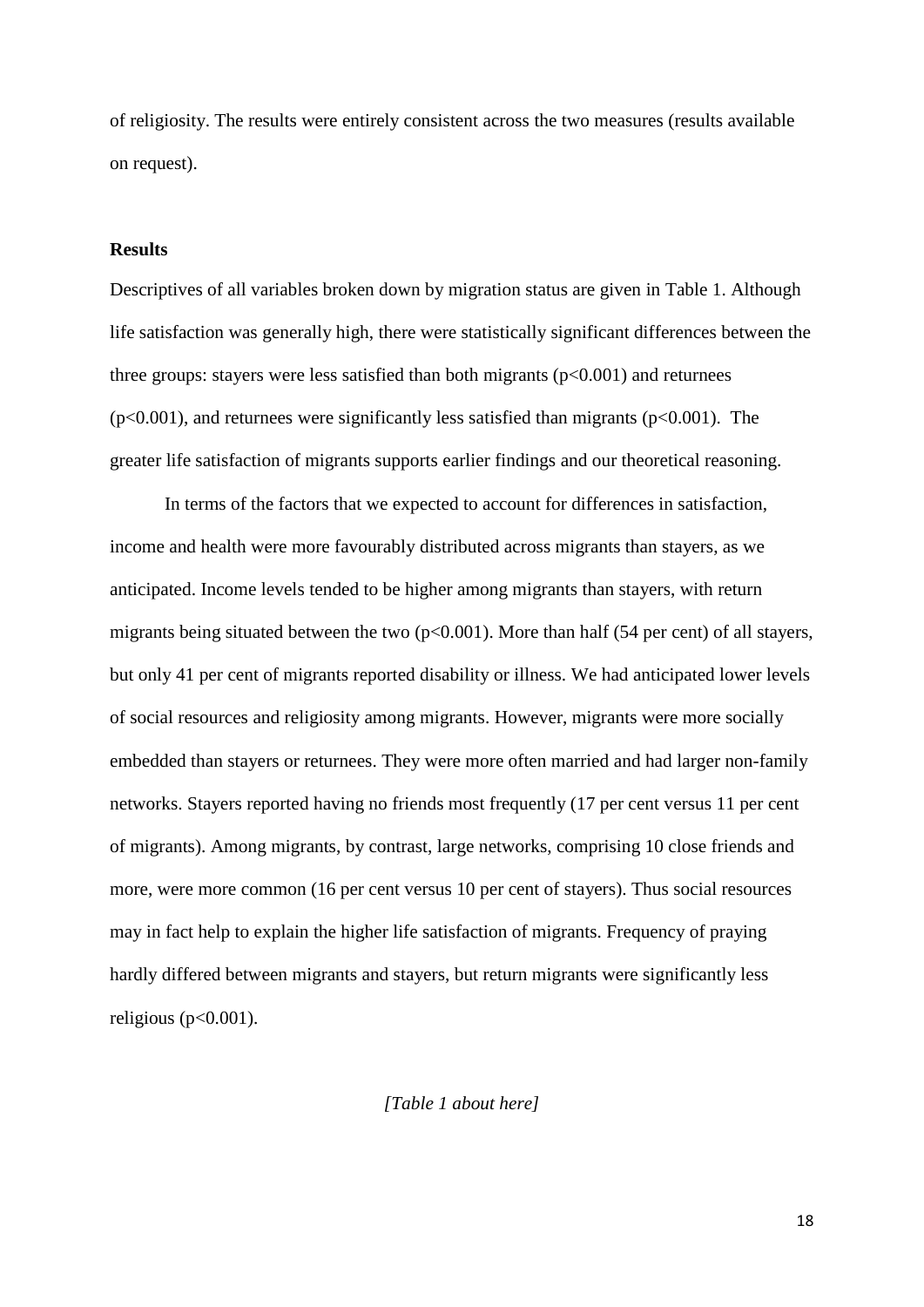of religiosity. The results were entirely consistent across the two measures (results available on request).

**Results**

Descriptives of all variables broken down by migration status are given in Table 1. Although life satisfaction was generally high, there were statistically significant differences between the three groups: stayers were less satisfied than both migrants ($p<0.001$) and returnees ($p<0.001$), and returnees were significantly less satisfied than migrants ($p<0.001$). The greater life satisfaction of migrants supports earlier findings and our theoretical reasoning.

In terms of the factors that we expected to account for differences in satisfaction, income and health were more favourably distributed across migrants than stayers, as we anticipated. Income levels tended to be higher among migrants than stayers, with return migrants being situated between the two ($p<0.001$). More than half (54 per cent) of all stayers, but only 41 per cent of migrants reported disability or illness. We had anticipated lower levels of social resources and religiosity among migrants. However, migrants were more socially embedded than stayers or returnees. They were more often married and had larger non-family networks. Stayers reported having no friends most frequently (17 per cent versus 11 per cent of migrants). Among migrants, by contrast, large networks, comprising 10 close friends and more, were more common (16 per cent versus 10 per cent of stayers). Thus social resources may in fact help to explain the higher life satisfaction of migrants. Frequency of praying hardly differed between migrants and stayers, but return migrants were significantly less religious ($p<0.001$).

*[Table 1 about here]*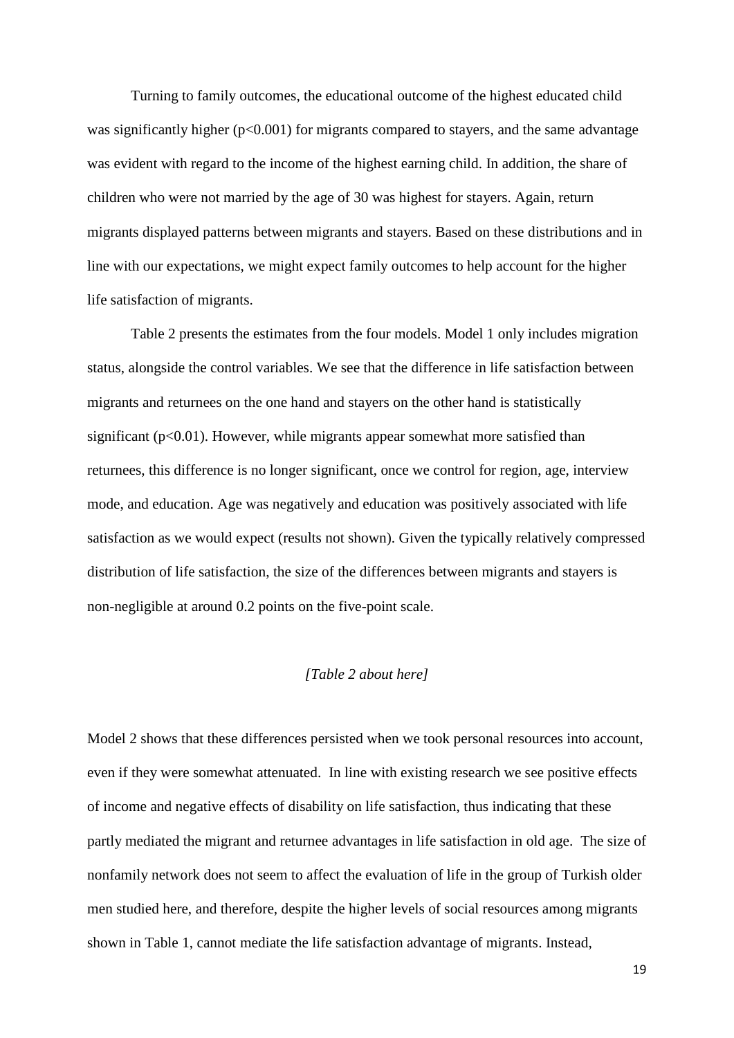Turning to family outcomes, the educational outcome of the highest educated child was significantly higher ($p<0.001$) for migrants compared to stayers, and the same advantage was evident with regard to the income of the highest earning child. In addition, the share of children who were not married by the age of 30 was highest for stayers. Again, return migrants displayed patterns between migrants and stayers. Based on these distributions and in line with our expectations, we might expect family outcomes to help account for the higher life satisfaction of migrants.

Table 2 presents the estimates from the four models. Model 1 only includes migration status, alongside the control variables. We see that the difference in life satisfaction between migrants and returnees on the one hand and stayers on the other hand is statistically significant ($p<0.01$). However, while migrants appear somewhat more satisfied than returnees, this difference is no longer significant, once we control for region, age, interview mode, and education. Age was negatively and education was positively associated with life satisfaction as we would expect (results not shown). Given the typically relatively compressed distribution of life satisfaction, the size of the differences between migrants and stayers is non-negligible at around 0.2 points on the five-point scale.

*[Table 2 about here]*

Model 2 shows that these differences persisted when we took personal resources into account, even if they were somewhat attenuated. In line with existing research we see positive effects of income and negative effects of disability on life satisfaction, thus indicating that these partly mediated the migrant and returnee advantages in life satisfaction in old age. The size of nonfamily network does not seem to affect the evaluation of life in the group of Turkish older men studied here, and therefore, despite the higher levels of social resources among migrants shown in Table 1, cannot mediate the life satisfaction advantage of migrants. Instead,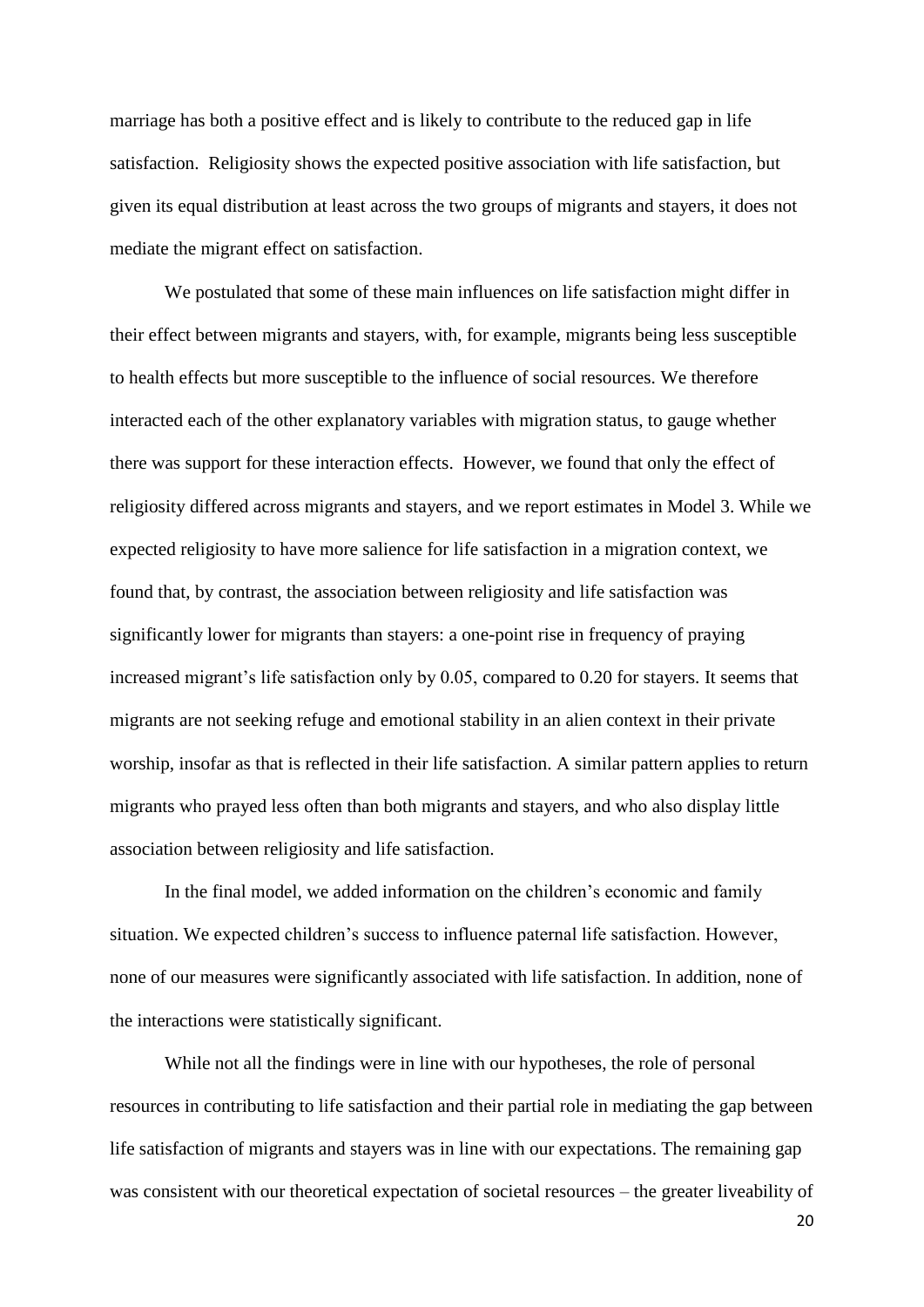marriage has both a positive effect and is likely to contribute to the reduced gap in life satisfaction.  Religiosity shows the expected positive association with life satisfaction, but given its equal distribution at least across the two groups of migrants and stayers, it does not mediate the migrant effect on satisfaction.

We postulated that some of these main influences on life satisfaction might differ in their effect between migrants and stayers, with, for example, migrants being less susceptible to health effects but more susceptible to the influence of social resources. We therefore interacted each of the other explanatory variables with migration status, to gauge whether there was support for these interaction effects.  However, we found that only the effect of religiosity differed across migrants and stayers, and we report estimates in Model 3. While we expected religiosity to have more salience for life satisfaction in a migration context, we found that, by contrast, the association between religiosity and life satisfaction was significantly lower for migrants than stayers: a one-point rise in frequency of praying increased migrant's life satisfaction only by 0.05, compared to 0.20 for stayers. It seems that migrants are not seeking refuge and emotional stability in an alien context in their private worship, insofar as that is reflected in their life satisfaction. A similar pattern applies to return migrants who prayed less often than both migrants and stayers, and who also display little association between religiosity and life satisfaction.

In the final model, we added information on the children's economic and family situation. We expected children's success to influence paternal life satisfaction. However, none of our measures were significantly associated with life satisfaction. In addition, none of the interactions were statistically significant.

While not all the findings were in line with our hypotheses, the role of personal resources in contributing to life satisfaction and their partial role in mediating the gap between life satisfaction of migrants and stayers was in line with our expectations. The remaining gap was consistent with our theoretical expectation of societal resources – the greater liveability of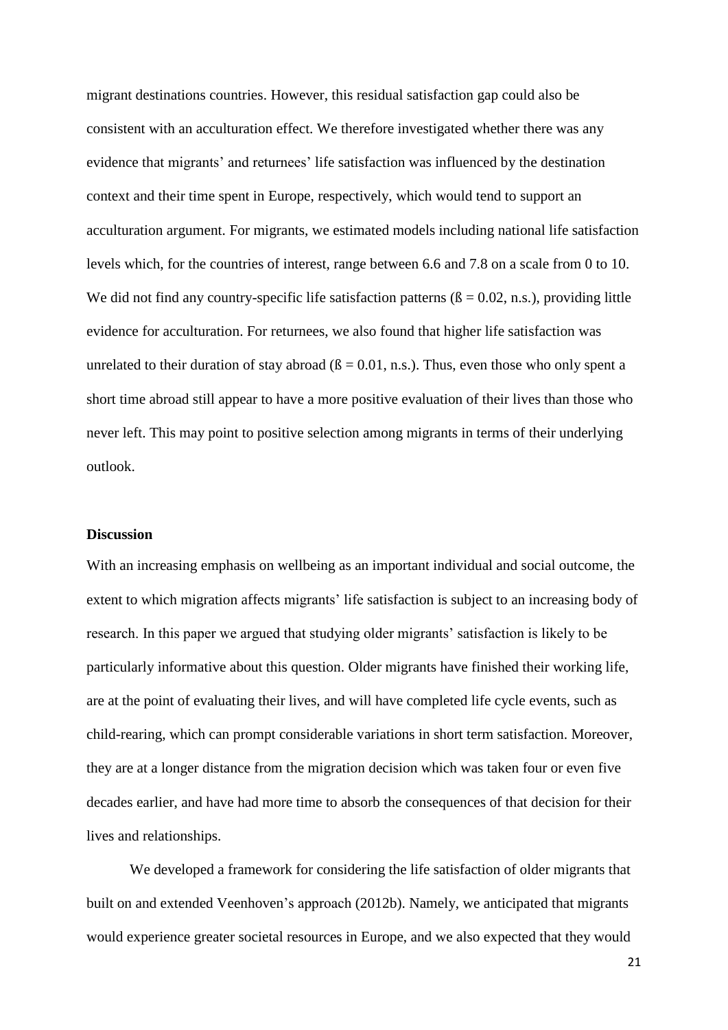migrant destinations countries. However, this residual satisfaction gap could also be consistent with an acculturation effect. We therefore investigated whether there was any evidence that migrants' and returnees' life satisfaction was influenced by the destination context and their time spent in Europe, respectively, which would tend to support an acculturation argument. For migrants, we estimated models including national life satisfaction levels which, for the countries of interest, range between 6.6 and 7.8 on a scale from 0 to 10. We did not find any country-specific life satisfaction patterns (ß = 0.02, n.s.), providing little evidence for acculturation. For returnees, we also found that higher life satisfaction was unrelated to their duration of stay abroad (ß = 0.01, n.s.). Thus, even those who only spent a short time abroad still appear to have a more positive evaluation of their lives than those who never left. This may point to positive selection among migrants in terms of their underlying outlook.

**Discussion**

With an increasing emphasis on wellbeing as an important individual and social outcome, the extent to which migration affects migrants' life satisfaction is subject to an increasing body of research. In this paper we argued that studying older migrants' satisfaction is likely to be particularly informative about this question. Older migrants have finished their working life, are at the point of evaluating their lives, and will have completed life cycle events, such as child-rearing, which can prompt considerable variations in short term satisfaction. Moreover, they are at a longer distance from the migration decision which was taken four or even five decades earlier, and have had more time to absorb the consequences of that decision for their lives and relationships.

We developed a framework for considering the life satisfaction of older migrants that built on and extended Veenhoven's approach (2012b). Namely, we anticipated that migrants would experience greater societal resources in Europe, and we also expected that they would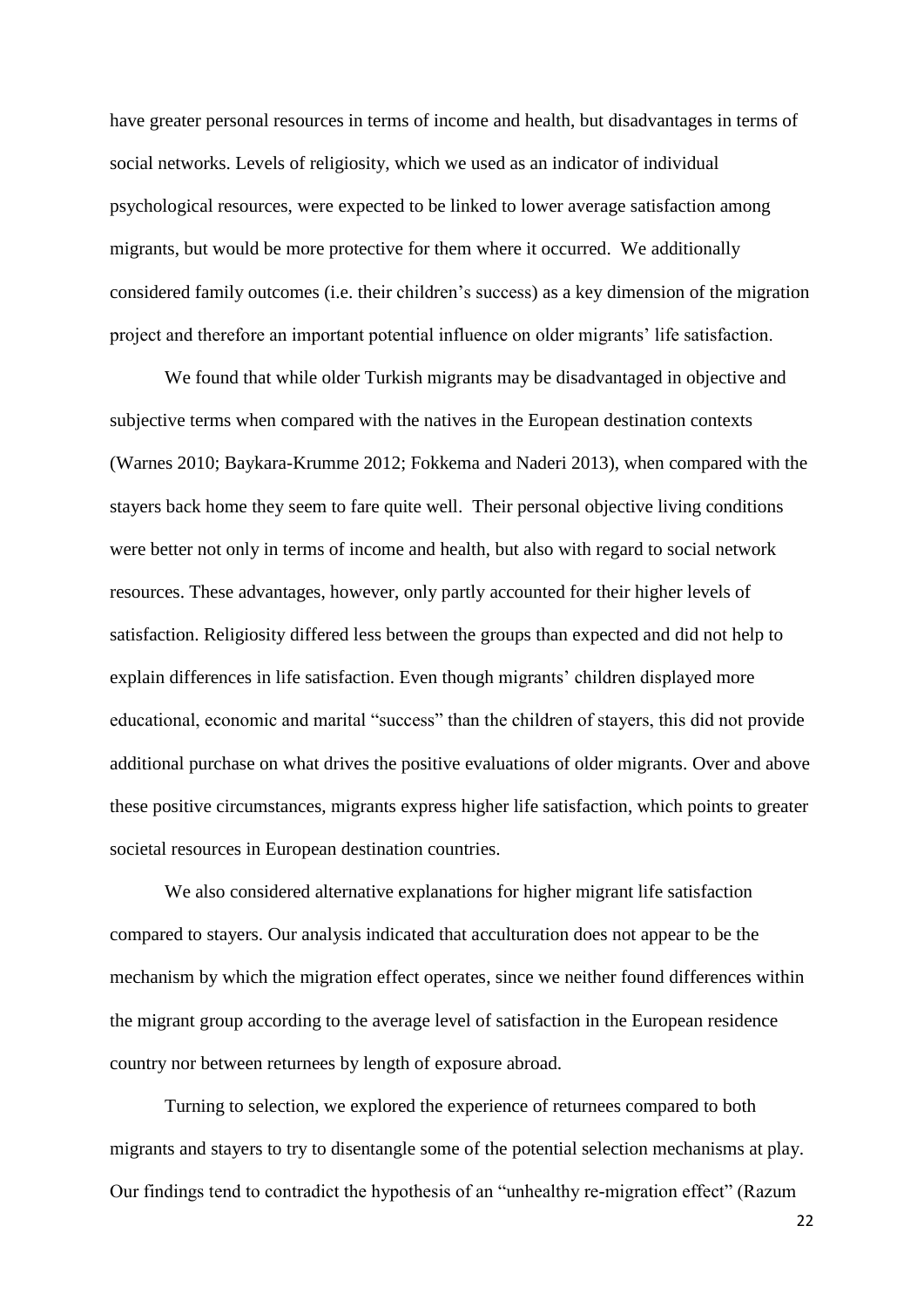have greater personal resources in terms of income and health, but disadvantages in terms of social networks. Levels of religiosity, which we used as an indicator of individual psychological resources, were expected to be linked to lower average satisfaction among migrants, but would be more protective for them where it occurred. We additionally considered family outcomes (i.e. their children's success) as a key dimension of the migration project and therefore an important potential influence on older migrants' life satisfaction.

We found that while older Turkish migrants may be disadvantaged in objective and subjective terms when compared with the natives in the European destination contexts (Warnes 2010; Baykara-Krumme 2012; Fokkema and Naderi 2013), when compared with the stayers back home they seem to fare quite well. Their personal objective living conditions were better not only in terms of income and health, but also with regard to social network resources. These advantages, however, only partly accounted for their higher levels of satisfaction. Religiosity differed less between the groups than expected and did not help to explain differences in life satisfaction. Even though migrants' children displayed more educational, economic and marital "success" than the children of stayers, this did not provide additional purchase on what drives the positive evaluations of older migrants. Over and above these positive circumstances, migrants express higher life satisfaction, which points to greater societal resources in European destination countries.

We also considered alternative explanations for higher migrant life satisfaction compared to stayers. Our analysis indicated that acculturation does not appear to be the mechanism by which the migration effect operates, since we neither found differences within the migrant group according to the average level of satisfaction in the European residence country nor between returnees by length of exposure abroad.

Turning to selection, we explored the experience of returnees compared to both migrants and stayers to try to disentangle some of the potential selection mechanisms at play. Our findings tend to contradict the hypothesis of an "unhealthy re-migration effect" (Razum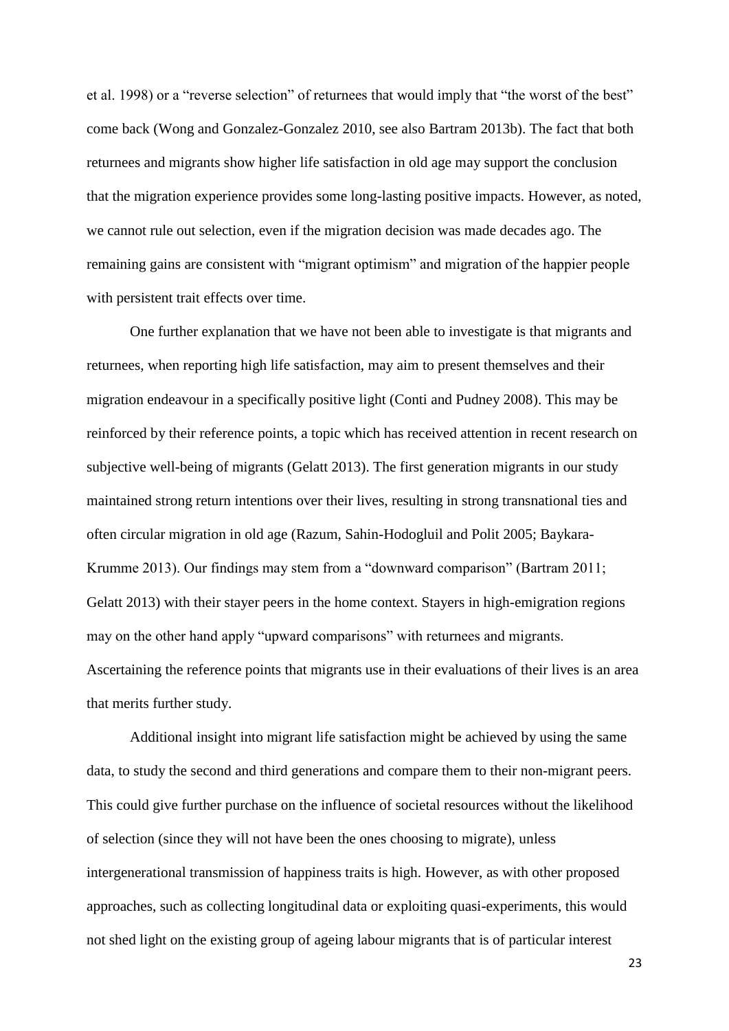et al. 1998) or a "reverse selection" of returnees that would imply that "the worst of the best" come back (Wong and Gonzalez-Gonzalez 2010, see also Bartram 2013b). The fact that both returnees and migrants show higher life satisfaction in old age may support the conclusion that the migration experience provides some long-lasting positive impacts. However, as noted, we cannot rule out selection, even if the migration decision was made decades ago. The remaining gains are consistent with "migrant optimism" and migration of the happier people with persistent trait effects over time.

One further explanation that we have not been able to investigate is that migrants and returnees, when reporting high life satisfaction, may aim to present themselves and their migration endeavour in a specifically positive light (Conti and Pudney 2008). This may be reinforced by their reference points, a topic which has received attention in recent research on subjective well-being of migrants (Gelatt 2013). The first generation migrants in our study maintained strong return intentions over their lives, resulting in strong transnational ties and often circular migration in old age (Razum, Sahin-Hodogluil and Polit 2005; Baykara-Krumme 2013). Our findings may stem from a "downward comparison" (Bartram 2011; Gelatt 2013) with their stayer peers in the home context. Stayers in high-emigration regions may on the other hand apply "upward comparisons" with returnees and migrants. Ascertaining the reference points that migrants use in their evaluations of their lives is an area that merits further study.

Additional insight into migrant life satisfaction might be achieved by using the same data, to study the second and third generations and compare them to their non-migrant peers. This could give further purchase on the influence of societal resources without the likelihood of selection (since they will not have been the ones choosing to migrate), unless intergenerational transmission of happiness traits is high. However, as with other proposed approaches, such as collecting longitudinal data or exploiting quasi-experiments, this would not shed light on the existing group of ageing labour migrants that is of particular interest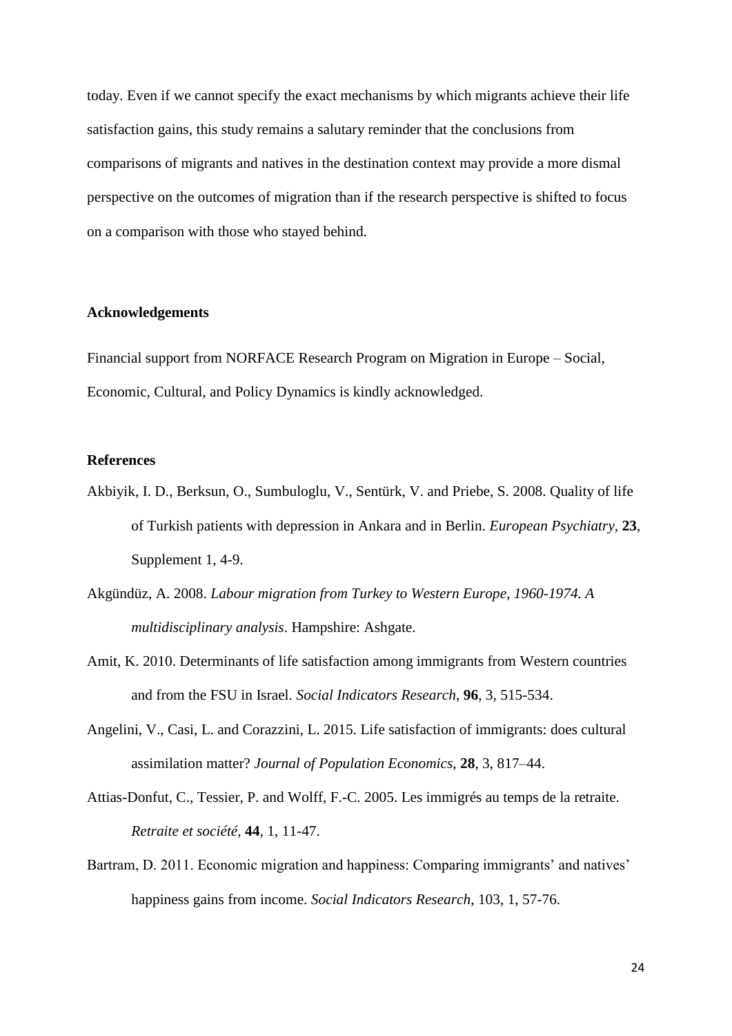today. Even if we cannot specify the exact mechanisms by which migrants achieve their life satisfaction gains, this study remains a salutary reminder that the conclusions from comparisons of migrants and natives in the destination context may provide a more dismal perspective on the outcomes of migration than if the research perspective is shifted to focus on a comparison with those who stayed behind.

## Acknowledgements

Financial support from NORFACE Research Program on Migration in Europe – Social, Economic, Cultural, and Policy Dynamics is kindly acknowledged.

## References

Akbiyik, I. D., Berksun, O., Sumbuloglu, V., Sentürk, V. and Priebe, S. 2008. Quality of life of Turkish patients with depression in Ankara and in Berlin. *European Psychiatry*, **23**, Supplement 1, 4-9.

Akgündüz, A. 2008. *Labour migration from Turkey to Western Europe, 1960-1974. A multidisciplinary analysis*. Hampshire: Ashgate.

Amit, K. 2010. Determinants of life satisfaction among immigrants from Western countries and from the FSU in Israel. *Social Indicators Research*, **96**, 3, 515-534.

Angelini, V., Casi, L. and Corazzini, L. 2015. Life satisfaction of immigrants: does cultural assimilation matter? *Journal of Population Economics*, **28**, 3, 817–44.

Attias-Donfut, C., Tessier, P. and Wolff, F.-C. 2005. Les immigrés au temps de la retraite. *Retraite et société*, **44**, 1, 11-47.

Bartram, D. 2011. Economic migration and happiness: Comparing immigrants' and natives' happiness gains from income. *Social Indicators Research*, 103, 1, 57-76.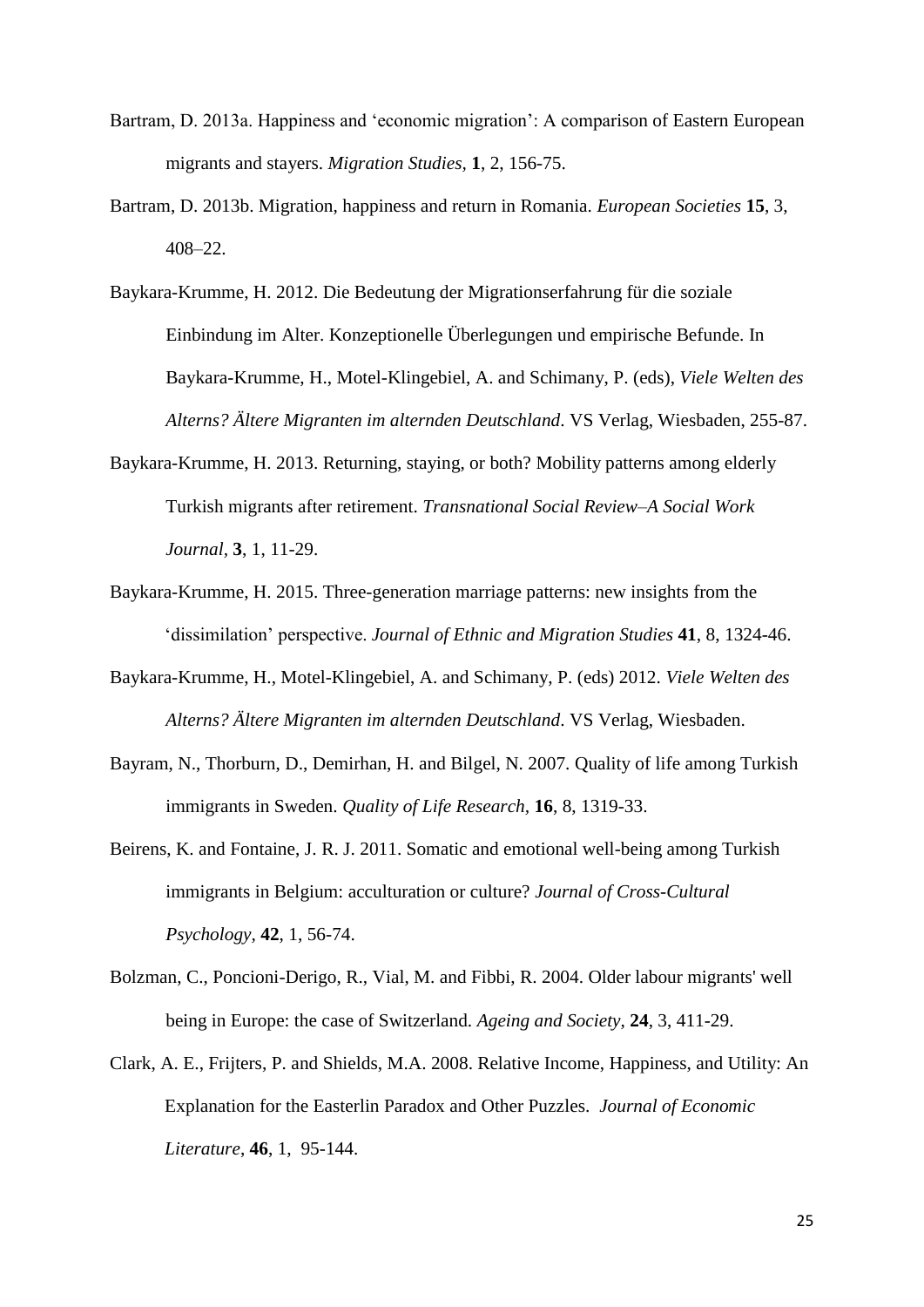Bartram, D. 2013a. Happiness and 'economic migration': A comparison of Eastern European migrants and stayers. *Migration Studies*, **1**, 2, 156-75.

Bartram, D. 2013b. Migration, happiness and return in Romania. *European Societies* **15**, 3, 408–22.

Baykara-Krumme, H. 2012. Die Bedeutung der Migrationserfahrung für die soziale Einbindung im Alter. Konzeptionelle Überlegungen und empirische Befunde. In Baykara-Krumme, H., Motel-Klingebiel, A. and Schimany, P. (eds), *Viele Welten des Alterns? Ältere Migranten im alternden Deutschland*. VS Verlag, Wiesbaden, 255-87.

Baykara-Krumme, H. 2013. Returning, staying, or both? Mobility patterns among elderly Turkish migrants after retirement. *Transnational Social Review–A Social Work Journal*, **3**, 1, 11-29.

Baykara-Krumme, H. 2015. Three-generation marriage patterns: new insights from the 'dissimilation' perspective. *Journal of Ethnic and Migration Studies* **41**, 8, 1324-46.

Baykara-Krumme, H., Motel-Klingebiel, A. and Schimany, P. (eds) 2012. *Viele Welten des Alterns? Ältere Migranten im alternden Deutschland*. VS Verlag, Wiesbaden.

Bayram, N., Thorburn, D., Demirhan, H. and Bilgel, N. 2007. Quality of life among Turkish immigrants in Sweden. *Quality of Life Research*, **16**, 8, 1319-33.

Beirens, K. and Fontaine, J. R. J. 2011. Somatic and emotional well-being among Turkish immigrants in Belgium: acculturation or culture? *Journal of Cross-Cultural Psychology*, **42**, 1, 56-74.

Bolzman, C., Poncioni-Derigo, R., Vial, M. and Fibbi, R. 2004. Older labour migrants' well being in Europe: the case of Switzerland. *Ageing and Society*, **24**, 3, 411-29.

Clark, A. E., Frijters, P. and Shields, M.A. 2008. Relative Income, Happiness, and Utility: An Explanation for the Easterlin Paradox and Other Puzzles. *Journal of Economic Literature*, **46**, 1, 95-144.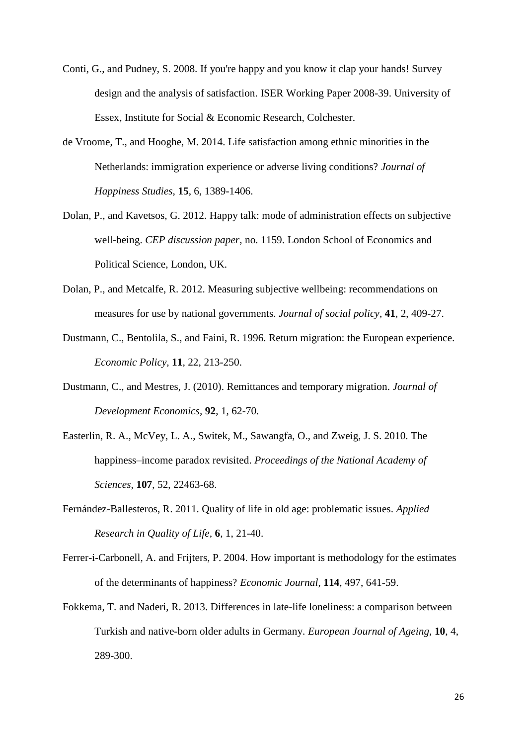Conti, G., and Pudney, S. 2008. If you're happy and you know it clap your hands! Survey design and the analysis of satisfaction. ISER Working Paper 2008-39. University of Essex, Institute for Social & Economic Research, Colchester.

de Vroome, T., and Hooghe, M. 2014. Life satisfaction among ethnic minorities in the Netherlands: immigration experience or adverse living conditions? *Journal of Happiness Studies*, **15**, 6, 1389-1406.

Dolan, P., and Kavetsos, G. 2012. Happy talk: mode of administration effects on subjective well-being. *CEP discussion paper*, no. 1159. London School of Economics and Political Science, London, UK.

Dolan, P., and Metcalfe, R. 2012. Measuring subjective wellbeing: recommendations on measures for use by national governments. *Journal of social policy*, **41**, 2, 409-27.

Dustmann, C., Bentolila, S., and Faini, R. 1996. Return migration: the European experience. *Economic Policy*, **11**, 22, 213-250.

Dustmann, C., and Mestres, J. (2010). Remittances and temporary migration. *Journal of Development Economics*, **92**, 1, 62-70.

Easterlin, R. A., McVey, L. A., Switek, M., Sawangfa, O., and Zweig, J. S. 2010. The happiness–income paradox revisited. *Proceedings of the National Academy of Sciences*, **107**, 52, 22463-68.

Fernández-Ballesteros, R. 2011. Quality of life in old age: problematic issues. *Applied Research in Quality of Life*, **6**, 1, 21-40.

Ferrer-i-Carbonell, A. and Frijters, P. 2004. How important is methodology for the estimates of the determinants of happiness? *Economic Journal*, **114**, 497, 641-59.

Fokkema, T. and Naderi, R. 2013. Differences in late-life loneliness: a comparison between Turkish and native-born older adults in Germany. *European Journal of Ageing*, **10**, 4, 289-300.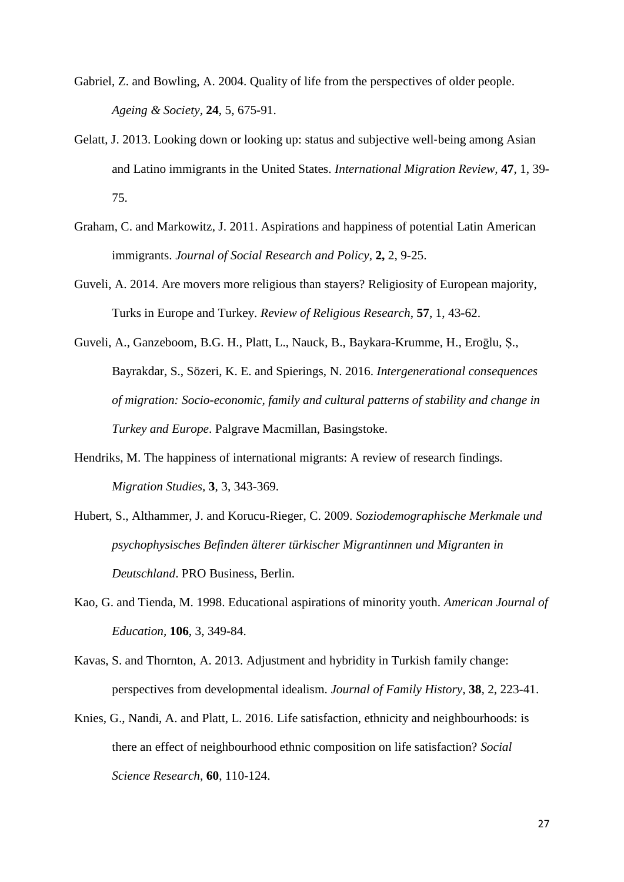Gabriel, Z. and Bowling, A. 2004. Quality of life from the perspectives of older people. *Ageing & Society*, **24**, 5, 675-91.

Gelatt, J. 2013. Looking down or looking up: status and subjective well-being among Asian and Latino immigrants in the United States. *International Migration Review*, **47**, 1, 39-75.

Graham, C. and Markowitz, J. 2011. Aspirations and happiness of potential Latin American immigrants. *Journal of Social Research and Policy*, **2,** 2, 9-25.

Guveli, A. 2014. Are movers more religious than stayers? Religiosity of European majority, Turks in Europe and Turkey. *Review of Religious Research*, **57**, 1, 43-62.

Guveli, A., Ganzeboom, B.G. H., Platt, L., Nauck, B., Baykara-Krumme, H., Eroğlu, Ș., Bayrakdar, S., Sözeri, K. E. and Spierings, N. 2016. *Intergenerational consequences of migration: Socio-economic, family and cultural patterns of stability and change in Turkey and Europe*. Palgrave Macmillan, Basingstoke.

Hendriks, M. The happiness of international migrants: A review of research findings. *Migration Studies*, **3**, 3, 343-369.

Hubert, S., Althammer, J. and Korucu-Rieger, C. 2009. *Soziodemographische Merkmale und psychophysisches Befinden älterer türkischer Migrantinnen und Migranten in Deutschland*. PRO Business, Berlin.

Kao, G. and Tienda, M. 1998. Educational aspirations of minority youth. *American Journal of Education*, **106**, 3, 349-84.

Kavas, S. and Thornton, A. 2013. Adjustment and hybridity in Turkish family change: perspectives from developmental idealism. *Journal of Family History*, **38**, 2, 223-41.

Knies, G., Nandi, A. and Platt, L. 2016. Life satisfaction, ethnicity and neighbourhoods: is there an effect of neighbourhood ethnic composition on life satisfaction? *Social Science Research*, **60**, 110-124.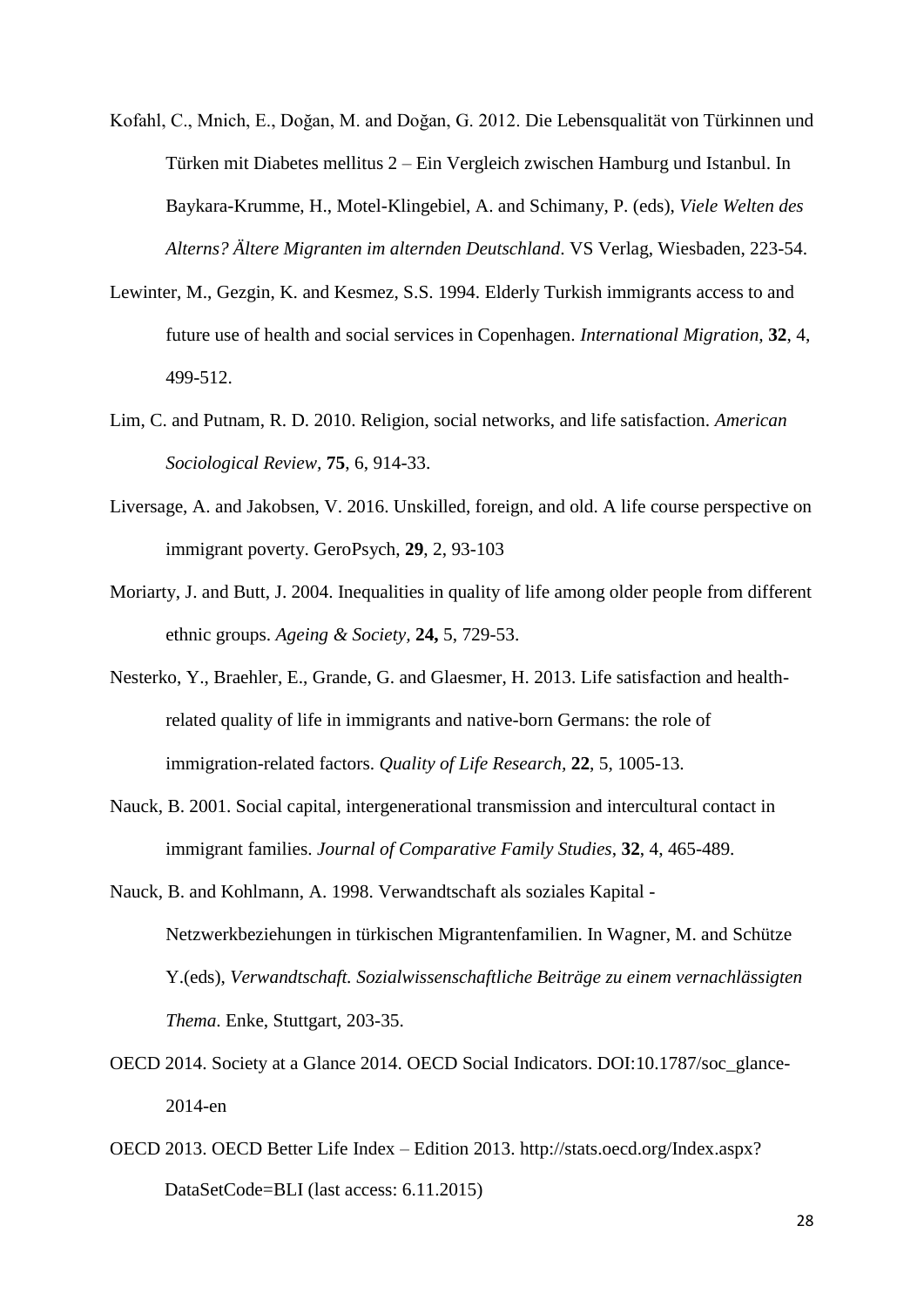Kofahl, C., Mnich, E., Doğan, M. and Doğan, G. 2012. Die Lebensqualität von Türkinnen und Türken mit Diabetes mellitus 2 – Ein Vergleich zwischen Hamburg und Istanbul. In Baykara-Krumme, H., Motel-Klingebiel, A. and Schimany, P. (eds), *Viele Welten des Alterns? Ältere Migranten im alternden Deutschland*. VS Verlag, Wiesbaden, 223-54.

Lewinter, M., Gezgin, K. and Kesmez, S.S. 1994. Elderly Turkish immigrants access to and future use of health and social services in Copenhagen. *International Migration*, **32**, 4, 499-512.

Lim, C. and Putnam, R. D. 2010. Religion, social networks, and life satisfaction. *American Sociological Review*, **75**, 6, 914-33.

Liversage, A. and Jakobsen, V. 2016. Unskilled, foreign, and old. A life course perspective on immigrant poverty. GeroPsych, **29**, 2, 93-103

Moriarty, J. and Butt, J. 2004. Inequalities in quality of life among older people from different ethnic groups. *Ageing & Society,* **24,** 5, 729-53.

Nesterko, Y., Braehler, E., Grande, G. and Glaesmer, H. 2013. Life satisfaction and health-related quality of life in immigrants and native-born Germans: the role of immigration-related factors. *Quality of Life Research,* **22**, 5, 1005-13.

Nauck, B. 2001. Social capital, intergenerational transmission and intercultural contact in immigrant families. *Journal of Comparative Family Studies*, **32**, 4, 465-489.

Nauck, B. and Kohlmann, A. 1998. Verwandtschaft als soziales Kapital - Netzwerkbeziehungen in türkischen Migrantenfamilien. In Wagner, M. and Schütze Y.(eds), *Verwandtschaft. Sozialwissenschaftliche Beiträge zu einem vernachlässigten Thema*. Enke, Stuttgart, 203-35.

OECD 2014. Society at a Glance 2014. OECD Social Indicators. DOI:10.1787/soc_glance-2014-en

OECD 2013. OECD Better Life Index – Edition 2013. http://stats.oecd.org/Index.aspx?DataSetCode=BLI (last access: 6.11.2015)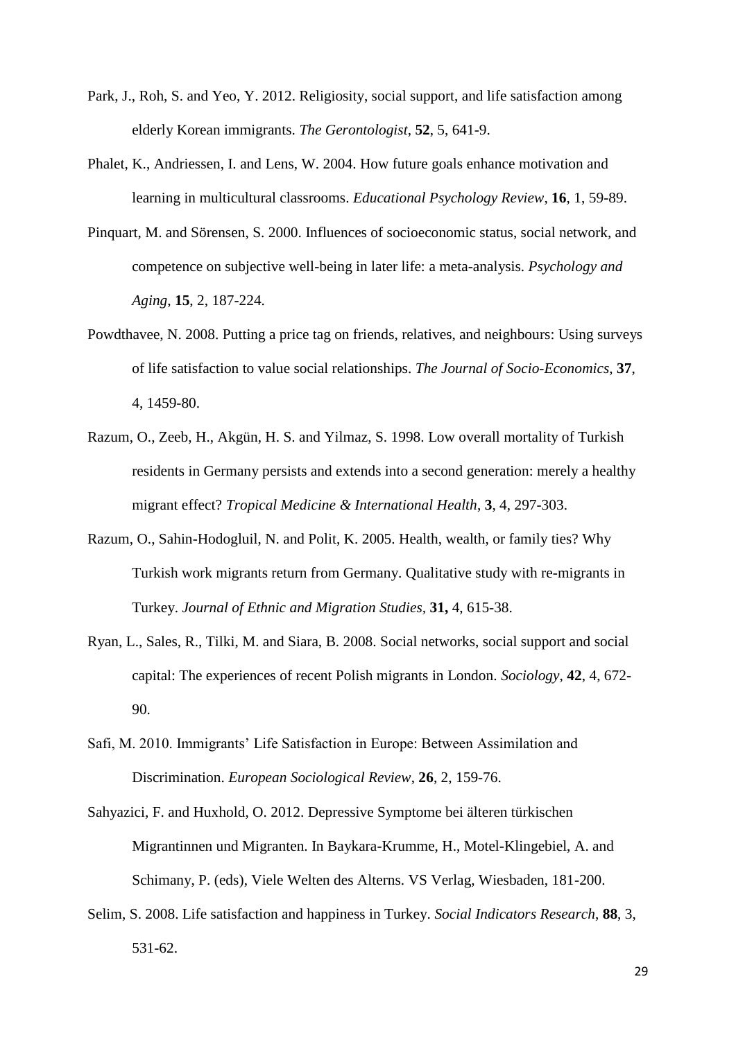Park, J., Roh, S. and Yeo, Y. 2012. Religiosity, social support, and life satisfaction among elderly Korean immigrants. *The Gerontologist*, **52**, 5, 641-9.

Phalet, K., Andriessen, I. and Lens, W. 2004. How future goals enhance motivation and learning in multicultural classrooms. *Educational Psychology Review*, **16**, 1, 59-89.

Pinquart, M. and Sörensen, S. 2000. Influences of socioeconomic status, social network, and competence on subjective well-being in later life: a meta-analysis. *Psychology and Aging*, **15**, 2, 187-224.

Powdthavee, N. 2008. Putting a price tag on friends, relatives, and neighbours: Using surveys of life satisfaction to value social relationships. *The Journal of Socio-Economics*, **37**, 4, 1459-80.

Razum, O., Zeeb, H., Akgün, H. S. and Yilmaz, S. 1998. Low overall mortality of Turkish residents in Germany persists and extends into a second generation: merely a healthy migrant effect? *Tropical Medicine & International Health*, **3**, 4, 297-303.

Razum, O., Sahin-Hodogluil, N. and Polit, K. 2005. Health, wealth, or family ties? Why Turkish work migrants return from Germany. Qualitative study with re-migrants in Turkey. *Journal of Ethnic and Migration Studies*, **31,** 4, 615-38.

Ryan, L., Sales, R., Tilki, M. and Siara, B. 2008. Social networks, social support and social capital: The experiences of recent Polish migrants in London. *Sociology*, **42**, 4, 672-90.

Safi, M. 2010. Immigrants' Life Satisfaction in Europe: Between Assimilation and Discrimination. *European Sociological Review*, **26**, 2, 159-76.

Sahyazici, F. and Huxhold, O. 2012. Depressive Symptome bei älteren türkischen Migrantinnen und Migranten. In Baykara-Krumme, H., Motel-Klingebiel, A. and Schimany, P. (eds), Viele Welten des Alterns. VS Verlag, Wiesbaden, 181-200.

Selim, S. 2008. Life satisfaction and happiness in Turkey. *Social Indicators Research*, **88**, 3, 531-62.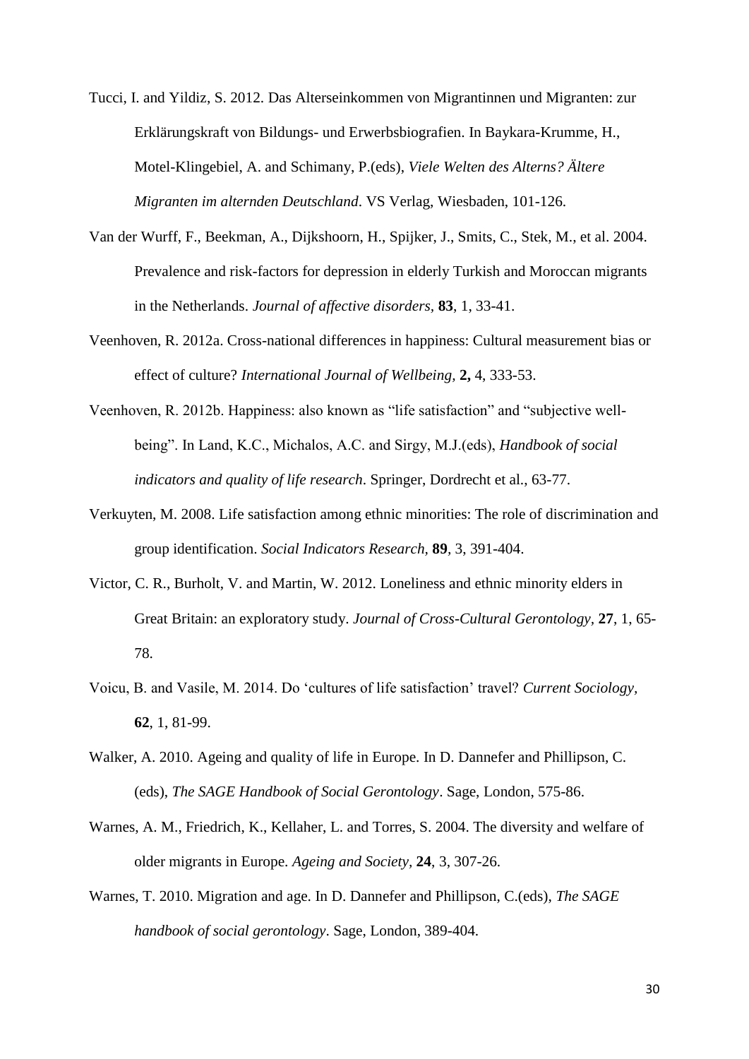Tucci, I. and Yildiz, S. 2012. Das Alterseinkommen von Migrantinnen und Migranten: zur Erklärungskraft von Bildungs- und Erwerbsbiografien. In Baykara-Krumme, H., Motel-Klingebiel, A. and Schimany, P.(eds), *Viele Welten des Alterns? Ältere Migranten im alternden Deutschland*. VS Verlag, Wiesbaden, 101-126.

Van der Wurff, F., Beekman, A., Dijkshoorn, H., Spijker, J., Smits, C., Stek, M., et al. 2004. Prevalence and risk-factors for depression in elderly Turkish and Moroccan migrants in the Netherlands. *Journal of affective disorders,* **83**, 1, 33-41.

Veenhoven, R. 2012a. Cross-national differences in happiness: Cultural measurement bias or effect of culture? *International Journal of Wellbeing,* **2,** 4, 333-53.

Veenhoven, R. 2012b. Happiness: also known as "life satisfaction" and "subjective well-being". In Land, K.C., Michalos, A.C. and Sirgy, M.J.(eds), *Handbook of social indicators and quality of life research*. Springer, Dordrecht et al., 63-77.

Verkuyten, M. 2008. Life satisfaction among ethnic minorities: The role of discrimination and group identification. *Social Indicators Research,* **89**, 3, 391-404.

Victor, C. R., Burholt, V. and Martin, W. 2012. Loneliness and ethnic minority elders in Great Britain: an exploratory study. *Journal of Cross-Cultural Gerontology,* **27**, 1, 65-78.

Voicu, B. and Vasile, M. 2014. Do 'cultures of life satisfaction' travel? *Current Sociology,* **62**, 1, 81-99.

Walker, A. 2010. Ageing and quality of life in Europe. In D. Dannefer and Phillipson, C. (eds), *The SAGE Handbook of Social Gerontology*. Sage, London, 575-86.

Warnes, A. M., Friedrich, K., Kellaher, L. and Torres, S. 2004. The diversity and welfare of older migrants in Europe. *Ageing and Society,* **24**, 3, 307-26.

Warnes, T. 2010. Migration and age. In D. Dannefer and Phillipson, C.(eds), *The SAGE handbook of social gerontology*. Sage, London, 389-404.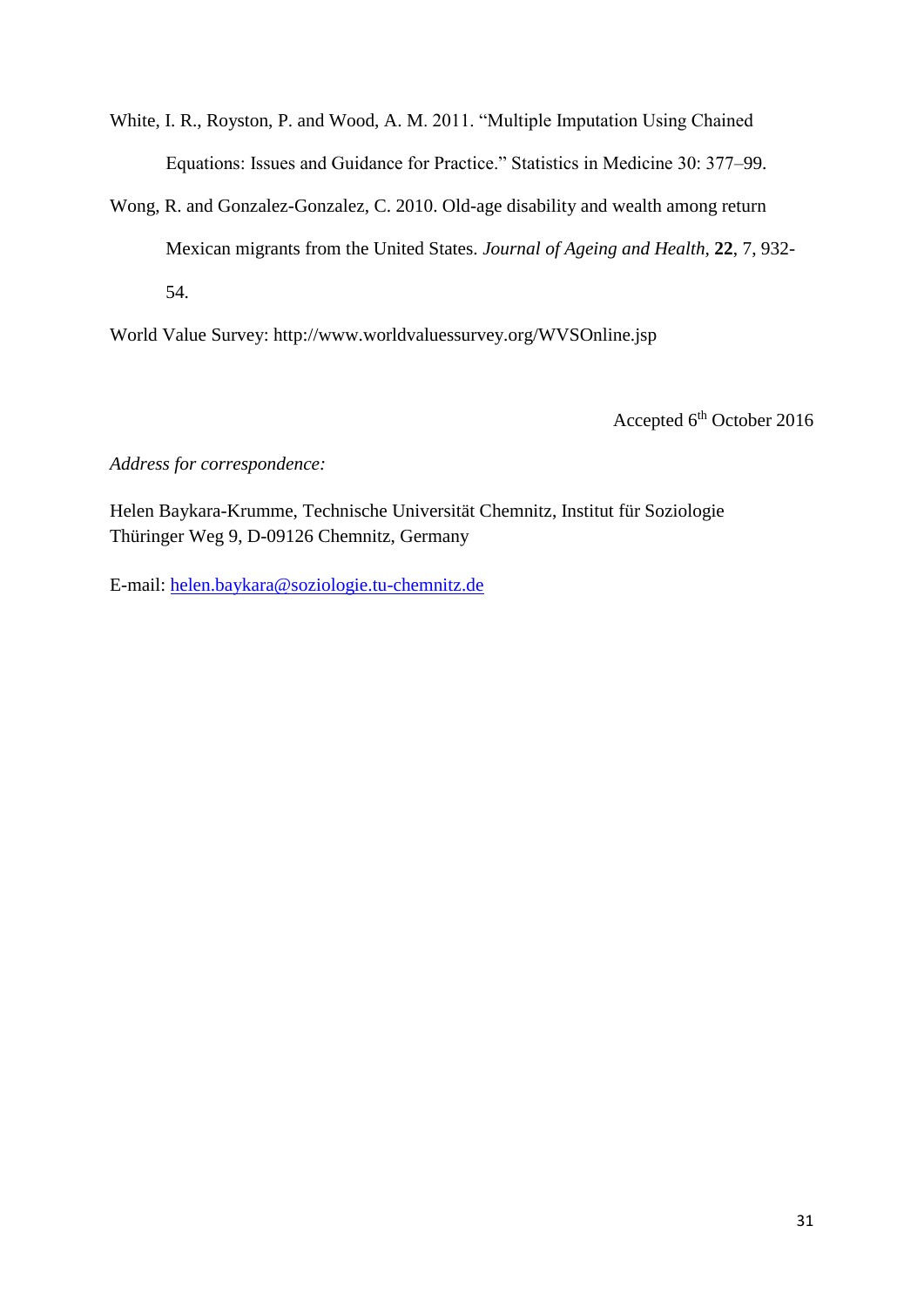White, I. R., Royston, P. and Wood, A. M. 2011. “Multiple Imputation Using Chained Equations: Issues and Guidance for Practice.” Statistics in Medicine 30: 377–99.

Wong, R. and Gonzalez-Gonzalez, C. 2010. Old-age disability and wealth among return Mexican migrants from the United States. *Journal of Ageing and Health*, **22**, 7, 932-54.

World Value Survey: http://www.worldvaluessurvey.org/WVSOnline.jsp

Accepted 6th October 2016

*Address for correspondence:*

Helen Baykara-Krumme, Technische Universität Chemnitz, Institut für Soziologie
Thüringer Weg 9, D-09126 Chemnitz, Germany

E-mail: helen.baykara@soziologie.tu-chemnitz.de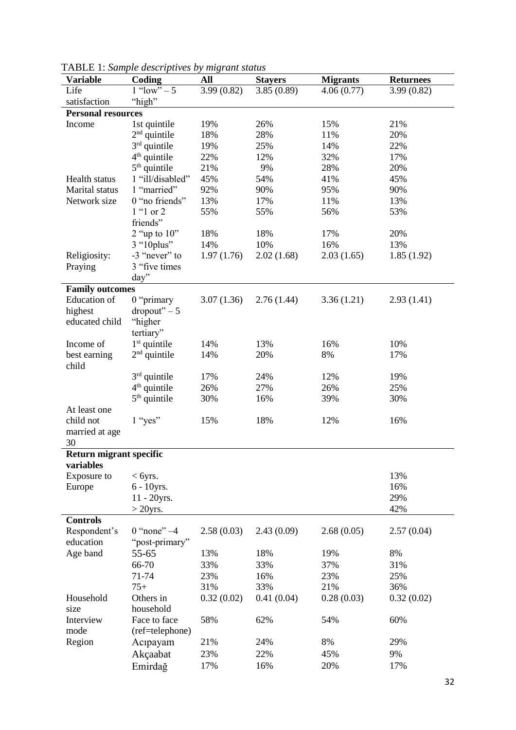TABLE 1: *Sample descriptives by migrant status*

| Variable | Coding | All | Stayers | Migrants | Returnees |
|---|---|---|---|---|---|
| Life satisfaction | 1 "low" – 5 "high" | 3.99 (0.82) | 3.85 (0.89) | 4.06 (0.77) | 3.99 (0.82) |
| **Personal resources** | | | | | |
| Income | 1st quintile | 19% | 26% | 15% | 21% |
| | 2nd quintile | 18% | 28% | 11% | 20% |
| | 3rd quintile | 19% | 25% | 14% | 22% |
| | 4th quintile | 22% | 12% | 32% | 17% |
| | 5th quintile | 21% | 9% | 28% | 20% |
| Health status | 1 "ill/disabled" | 45% | 54% | 41% | 45% |
| Marital status | 1 "married" | 92% | 90% | 95% | 90% |
| Network size | 0 "no friends" | 13% | 17% | 11% | 13% |
| | 1 "1 or 2 friends" | 55% | 55% | 56% | 53% |
| | 2 "up to 10" | 18% | 18% | 17% | 20% |
| | 3 "10plus" | 14% | 10% | 16% | 13% |
| Religiosity: Praying | -3 "never" to 3 "five times day" | 1.97 (1.76) | 2.02 (1.68) | 2.03 (1.65) | 1.85 (1.92) |
| **Family outcomes** | | | | | |
| Education of highest educated child | 0 "primary dropout" – 5 "higher tertiary" | 3.07 (1.36) | 2.76 (1.44) | 3.36 (1.21) | 2.93 (1.41) |
| Income of best earning child | 1st quintile | 14% | 13% | 16% | 10% |
| | 2nd quintile | 14% | 20% | 8% | 17% |
| | 3rd quintile | 17% | 24% | 12% | 19% |
| | 4th quintile | 26% | 27% | 26% | 25% |
| | 5th quintile | 30% | 16% | 39% | 30% |
| At least one child not married at age 30 | 1 "yes" | 15% | 18% | 12% | 16% |
| **Return migrant specific variables** | | | | | |
| Exposure to Europe | < 6yrs. | | | | 13% |
| | 6 - 10yrs. | | | | 16% |
| | 11 - 20yrs. | | | | 29% |
| | > 20yrs. | | | | 42% |
| **Controls** | | | | | |
| Respondent's education | 0 "none" –4 "post-primary" | 2.58 (0.03) | 2.43 (0.09) | 2.68 (0.05) | 2.57 (0.04) |
| Age band | 55-65 | 13% | 18% | 19% | 8% |
| | 66-70 | 33% | 33% | 37% | 31% |
| | 71-74 | 23% | 16% | 23% | 25% |
| | 75+ | 31% | 33% | 21% | 36% |
| Household size | Others in household | 0.32 (0.02) | 0.41 (0.04) | 0.28 (0.03) | 0.32 (0.02) |
| Interview mode | Face to face (ref=telephone) | 58% | 62% | 54% | 60% |
| Region | Acıpayam | 21% | 24% | 8% | 29% |
| | Akçaabat | 23% | 22% | 45% | 9% |
| | Emirdağ | 17% | 16% | 20% | 17% |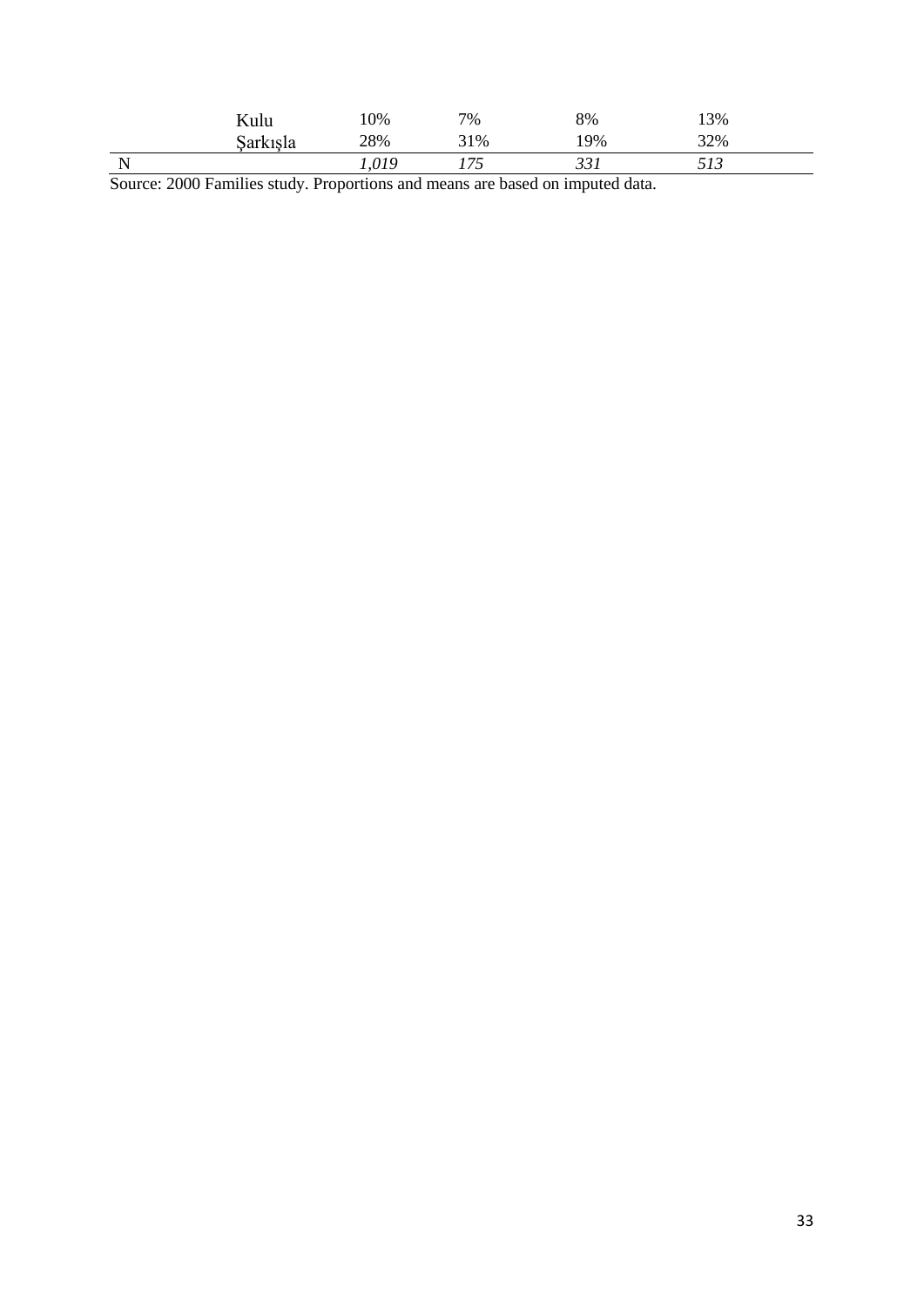| | | | | | |
|---|---|---|---|---|---|
| | Kulu | 10% | 7% | 8% | 13% |
| | Şarkışla | 28% | 31% | 19% | 32% |
| N | | *1,019* | *175* | *331* | *513* |

Source: 2000 Families study. Proportions and means are based on imputed data.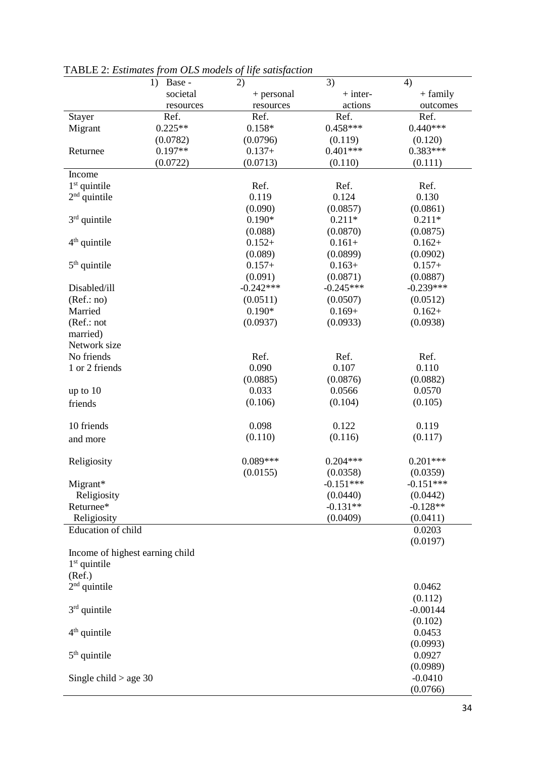TABLE 2: *Estimates from OLS models of life satisfaction*

| | 1) Base - societal resources | 2) + personal resources | 3) + inter-actions | 4) + family outcomes |
|---|---|---|---|---|
| Stayer | Ref. | Ref. | Ref. | Ref. |
| Migrant | 0.225** | 0.158* | 0.458*** | 0.440*** |
| | (0.0782) | (0.0796) | (0.119) | (0.120) |
| Returnee | 0.197** | 0.137+ | 0.401*** | 0.383*** |
| | (0.0722) | (0.0713) | (0.110) | (0.111) |
| Income | | | | |
| 1st quintile | | Ref. | Ref. | Ref. |
| 2nd quintile | | 0.119 | 0.124 | 0.130 |
| | | (0.090) | (0.0857) | (0.0861) |
| 3rd quintile | | 0.190* | 0.211* | 0.211* |
| | | (0.088) | (0.0870) | (0.0875) |
| 4th quintile | | 0.152+ | 0.161+ | 0.162+ |
| | | (0.089) | (0.0899) | (0.0902) |
| 5th quintile | | 0.157+ | 0.163+ | 0.157+ |
| | | (0.091) | (0.0871) | (0.0887) |
| Disabled/ill | | -0.242*** | -0.245*** | -0.239*** |
| (Ref.: no) | | (0.0511) | (0.0507) | (0.0512) |
| Married | | 0.190* | 0.169+ | 0.162+ |
| (Ref.: not married) | | (0.0937) | (0.0933) | (0.0938) |
| Network size | | | | |
| No friends | | Ref. | Ref. | Ref. |
| 1 or 2 friends | | 0.090 | 0.107 | 0.110 |
| | | (0.0885) | (0.0876) | (0.0882) |
| up to 10 friends | | 0.033 | 0.0566 | 0.0570 |
| | | (0.106) | (0.104) | (0.105) |
| 10 friends and more | | 0.098 | 0.122 | 0.119 |
| | | (0.110) | (0.116) | (0.117) |
| Religiosity | | 0.089*** | 0.204*** | 0.201*** |
| | | (0.0155) | (0.0358) | (0.0359) |
| Migrant* Religiosity | | | -0.151*** | -0.151*** |
| | | | (0.0440) | (0.0442) |
| Returnee* Religiosity | | | -0.131** | -0.128** |
| | | | (0.0409) | (0.0411) |
| Education of child | | | | 0.0203 |
| | | | | (0.0197) |
| Income of highest earning child | | | | |
| 1st quintile (Ref.) | | | | |
| 2nd quintile | | | | 0.0462 |
| | | | | (0.112) |
| 3rd quintile | | | | -0.00144 |
| | | | | (0.102) |
| 4th quintile | | | | 0.0453 |
| | | | | (0.0993) |
| 5th quintile | | | | 0.0927 |
| | | | | (0.0989) |
| Single child > age 30 | | | | -0.0410 |
| | | | | (0.0766) |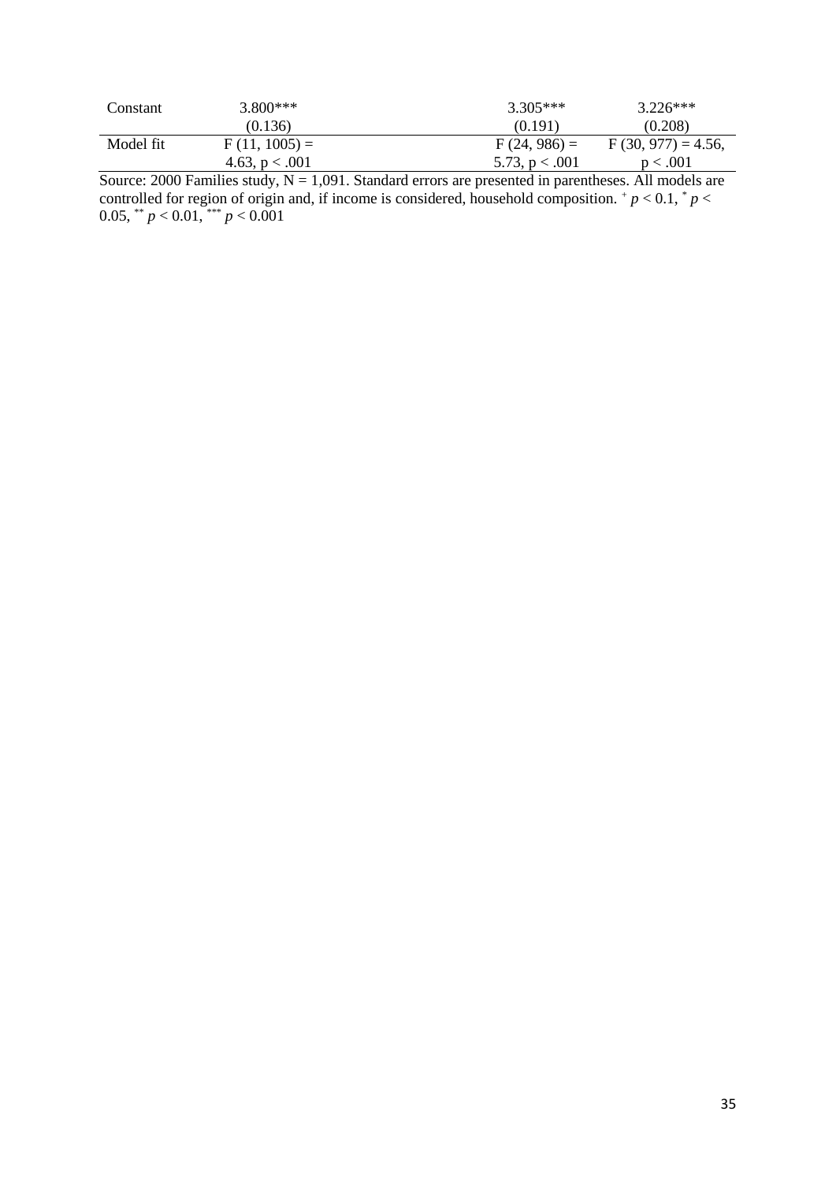| | | | | |
|---|---|---|---|---|
| Constant | 3.800*** | | 3.305*** | 3.226*** |
| | (0.136) | | (0.191) | (0.208) |
| Model fit | F (11, 1005) = 4.63, p < .001 | | F (24, 986) = 5.73, p < .001 | F (30, 977) = 4.56, p < .001 |

Source: 2000 Families study, N = 1,091. Standard errors are presented in parentheses. All models are controlled for region of origin and, if income is considered, household composition. + $p < 0.1$, * $p < 0.05$, ** $p < 0.01$, *** $p < 0.001$